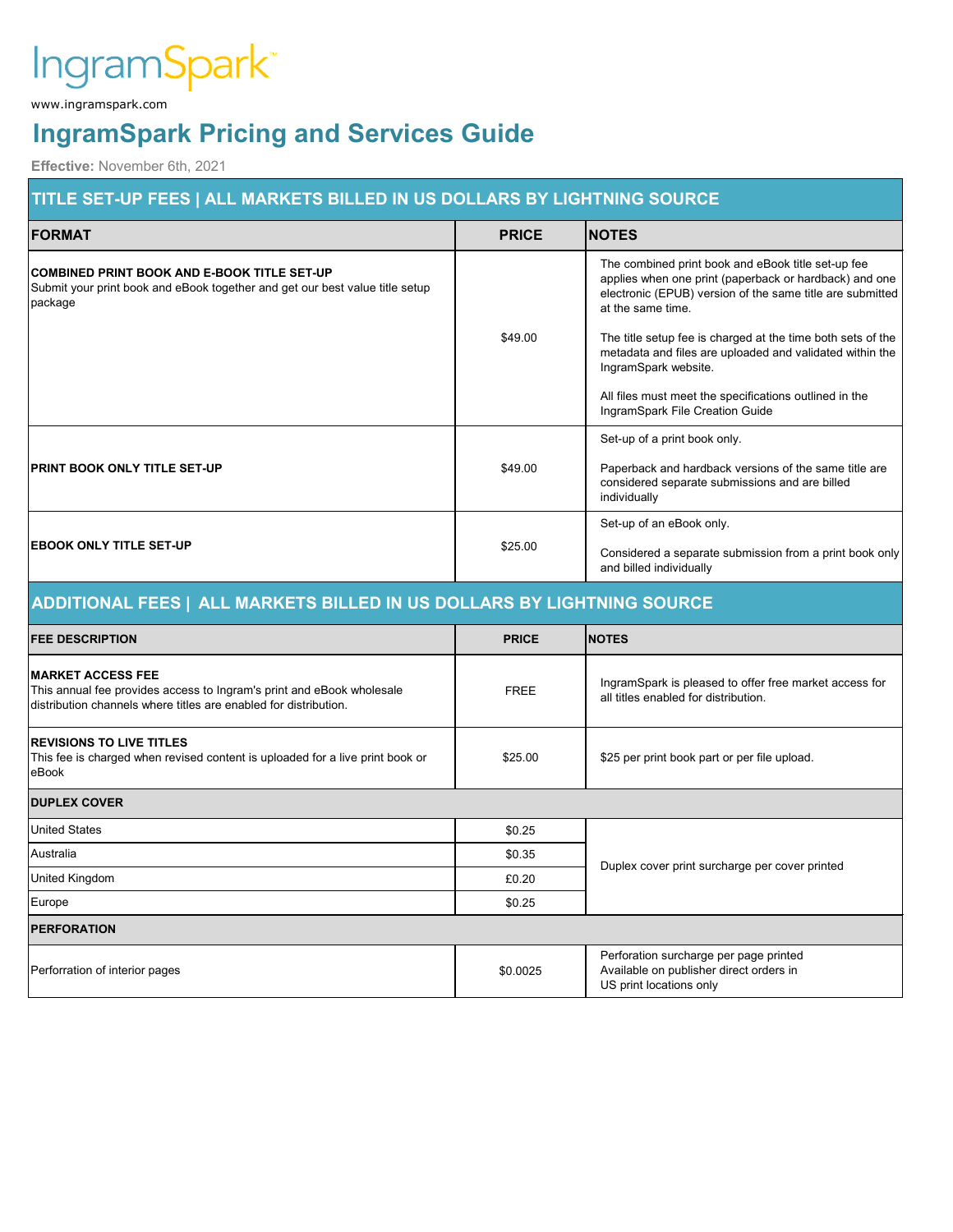IngramSpark™

www.ingramspark.com

# IngramSpark Pricing and Services Guide

**Effective:** November 6th, 2021

## TITLE SET-UP FEES | ALL MARKETS BILLED IN US DOLLARS BY LIGHTNING SOURCE

| FORMAT | PRICE | NOTES |
|---|---|---|
| **COMBINED PRINT BOOK AND E-BOOK TITLE SET-UP**<br>Submit your print book and eBook together and get our best value title setup package | $49.00 | The combined print book and eBook title set-up fee applies when one print (paperback or hardback) and one electronic (EPUB) version of the same title are submitted at the same time.<br><br>The title setup fee is charged at the time both sets of the metadata and files are uploaded and validated within the IngramSpark website.<br><br>All files must meet the specifications outlined in the IngramSpark File Creation Guide |
| **PRINT BOOK ONLY TITLE SET-UP** | $49.00 | Set-up of a print book only.<br><br>Paperback and hardback versions of the same title are considered separate submissions and are billed individually |
| **EBOOK ONLY TITLE SET-UP** | $25.00 | Set-up of an eBook only.<br><br>Considered a separate submission from a print book only and billed individually |

## ADDITIONAL FEES | ALL MARKETS BILLED IN US DOLLARS BY LIGHTNING SOURCE

| FEE DESCRIPTION | PRICE | NOTES |
|---|---|---|
| **MARKET ACCESS FEE**<br>This annual fee provides access to Ingram's print and eBook wholesale distribution channels where titles are enabled for distribution. | FREE | IngramSpark is pleased to offer free market access for all titles enabled for distribution. |
| **REVISIONS TO LIVE TITLES**<br>This fee is charged when revised content is uploaded for a live print book or eBook | $25.00 | $25 per print book part or per file upload. |
| **DUPLEX COVER** | | |
| United States | $0.25 | Duplex cover print surcharge per cover printed |
| Australia | $0.35 | |
| United Kingdom | £0.20 | |
| Europe | $0.25 | |
| **PERFORATION** | | |
| Perforration of interior pages | $0.0025 | Perforation surcharge per page printed<br>Available on publisher direct orders in US print locations only |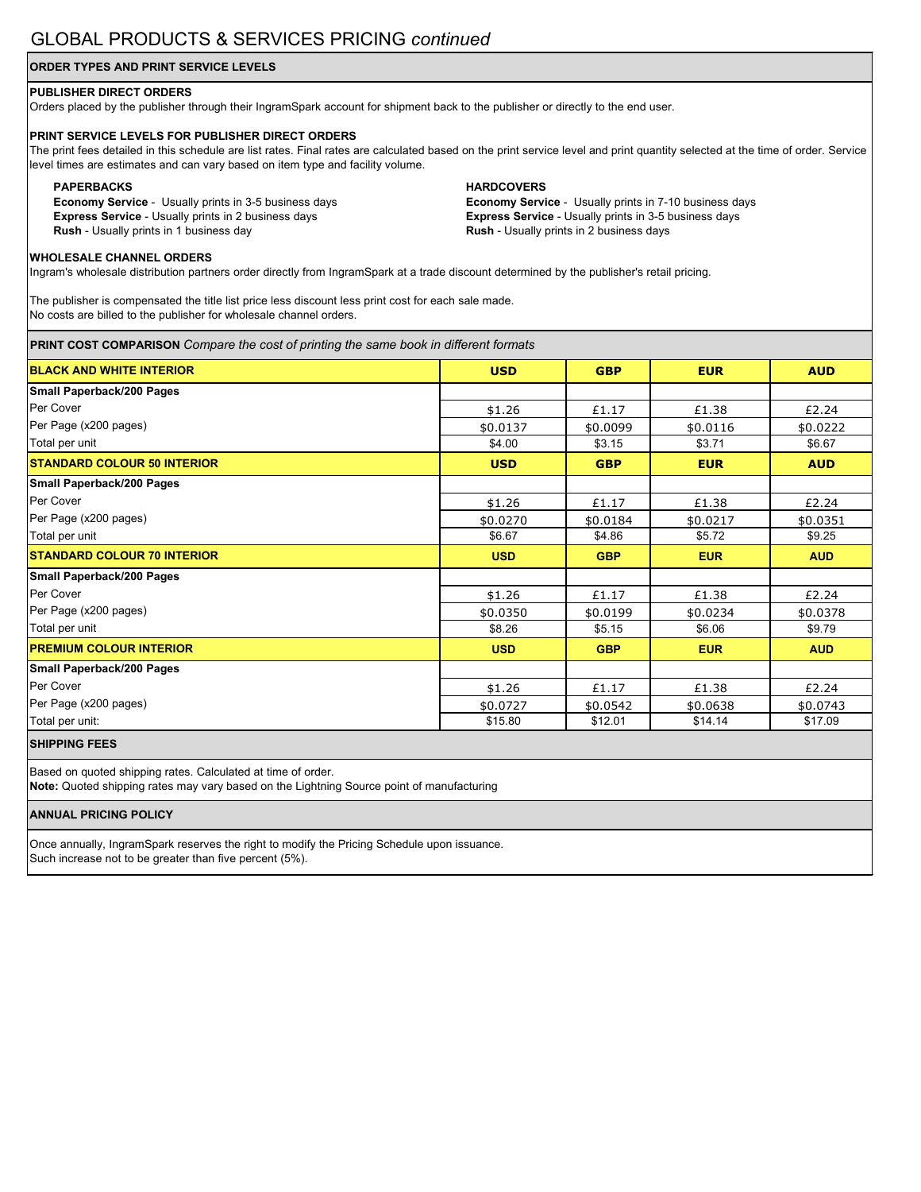# GLOBAL PRODUCTS & SERVICES PRICING *continued*

## ORDER TYPES AND PRINT SERVICE LEVELS

**PUBLISHER DIRECT ORDERS**

Orders placed by the publisher through their IngramSpark account for shipment back to the publisher or directly to the end user.

**PRINT SERVICE LEVELS FOR PUBLISHER DIRECT ORDERS**

The print fees detailed in this schedule are list rates. Final rates are calculated based on the print service level and print quantity selected at the time of order. Service level times are estimates and can vary based on item type and facility volume.

**PAPERBACKS**

**Economy Service** - Usually prints in 3-5 business days
**Express Service** - Usually prints in 2 business days
**Rush** - Usually prints in 1 business day

**HARDCOVERS**

**Economy Service** - Usually prints in 7-10 business days
**Express Service** - Usually prints in 3-5 business days
**Rush** - Usually prints in 2 business days

**WHOLESALE CHANNEL ORDERS**

Ingram's wholesale distribution partners order directly from IngramSpark at a trade discount determined by the publisher's retail pricing.

The publisher is compensated the title list price less discount less print cost for each sale made.
No costs are billed to the publisher for wholesale channel orders.

## PRINT COST COMPARISON *Compare the cost of printing the same book in different formats*

| BLACK AND WHITE INTERIOR | USD | GBP | EUR | AUD |
|---|---|---|---|---|
| **Small Paperback/200 Pages** | | | | |
| Per Cover | $1.26 | £1.17 | £1.38 | £2.24 |
| Per Page (x200 pages) | $0.0137 | $0.0099 | $0.0116 | $0.0222 |
| Total per unit | $4.00 | $3.15 | $3.71 | $6.67 |
| **STANDARD COLOUR 50 INTERIOR** | **USD** | **GBP** | **EUR** | **AUD** |
| **Small Paperback/200 Pages** | | | | |
| Per Cover | $1.26 | £1.17 | £1.38 | £2.24 |
| Per Page (x200 pages) | $0.0270 | $0.0184 | $0.0217 | $0.0351 |
| Total per unit | $6.67 | $4.86 | $5.72 | $9.25 |
| **STANDARD COLOUR 70 INTERIOR** | **USD** | **GBP** | **EUR** | **AUD** |
| **Small Paperback/200 Pages** | | | | |
| Per Cover | $1.26 | £1.17 | £1.38 | £2.24 |
| Per Page (x200 pages) | $0.0350 | $0.0199 | $0.0234 | $0.0378 |
| Total per unit | $8.26 | $5.15 | $6.06 | $9.79 |
| **PREMIUM COLOUR INTERIOR** | **USD** | **GBP** | **EUR** | **AUD** |
| **Small Paperback/200 Pages** | | | | |
| Per Cover | $1.26 | £1.17 | £1.38 | £2.24 |
| Per Page (x200 pages) | $0.0727 | $0.0542 | $0.0638 | $0.0743 |
| Total per unit: | $15.80 | $12.01 | $14.14 | $17.09 |

## SHIPPING FEES

Based on quoted shipping rates. Calculated at time of order.
**Note:** Quoted shipping rates may vary based on the Lightning Source point of manufacturing

## ANNUAL PRICING POLICY

Once annually, IngramSpark reserves the right to modify the Pricing Schedule upon issuance.
Such increase not to be greater than five percent (5%).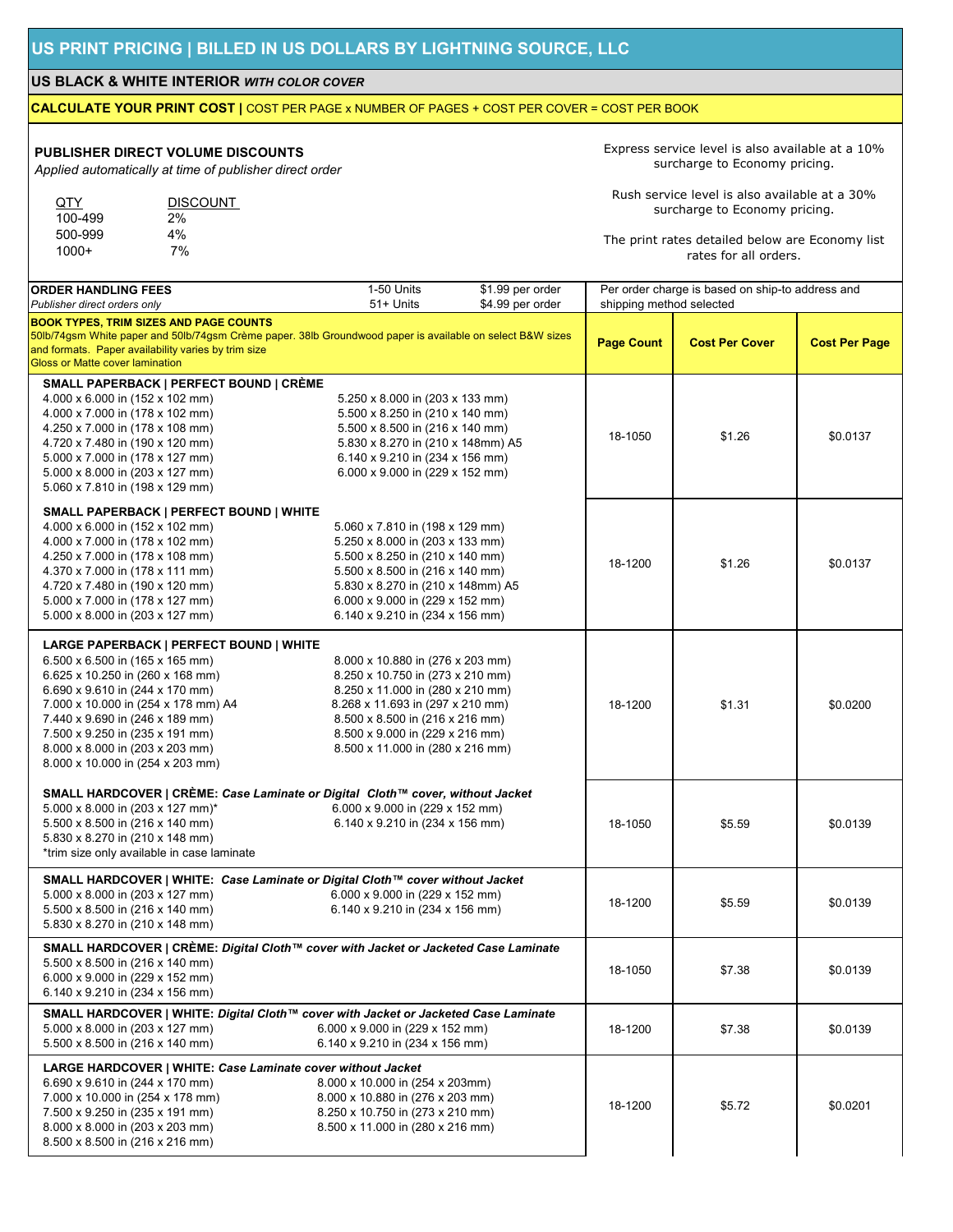# US PRINT PRICING | BILLED IN US DOLLARS BY LIGHTNING SOURCE, LLC

## US BLACK & WHITE INTERIOR *WITH COLOR COVER*

**CALCULATE YOUR PRINT COST |** COST PER PAGE x NUMBER OF PAGES + COST PER COVER = COST PER BOOK

**PUBLISHER DIRECT VOLUME DISCOUNTS**
*Applied automatically at time of publisher direct order*

| QTY | DISCOUNT |
|---|---|
| 100-499 | 2% |
| 500-999 | 4% |
| 1000+ | 7% |

Express service level is also available at a 10% surcharge to Economy pricing.

Rush service level is also available at a 30% surcharge to Economy pricing.

The print rates detailed below are Economy list rates for all orders.

**ORDER HANDLING FEES**
*Publisher direct orders only*

| Units | Fee |
|---|---|
| 1-50 Units | $1.99 per order |
| 51+ Units | $4.99 per order |

Per order charge is based on ship-to address and shipping method selected

| **BOOK TYPES, TRIM SIZES AND PAGE COUNTS** 50lb/74gsm White paper and 50lb/74gsm Crème paper. 38lb Groundwood paper is available on select B&W sizes and formats. Paper availability varies by trim size. Gloss or Matte cover lamination | Page Count | Cost Per Cover | Cost Per Page |
|---|---|---|---|
| **SMALL PAPERBACK \| PERFECT BOUND \| CRÈME** 4.000 x 6.000 in (152 x 102 mm); 4.000 x 7.000 in (178 x 102 mm); 4.250 x 7.000 in (178 x 108 mm); 4.720 x 7.480 in (190 x 120 mm); 5.000 x 7.000 in (178 x 127 mm); 5.000 x 8.000 in (203 x 127 mm); 5.060 x 7.810 in (198 x 129 mm); 5.250 x 8.000 in (203 x 133 mm); 5.500 x 8.250 in (210 x 140 mm); 5.500 x 8.500 in (216 x 140 mm); 5.830 x 8.270 in (210 x 148mm) A5; 6.140 x 9.210 in (234 x 156 mm); 6.000 x 9.000 in (229 x 152 mm) | 18-1050 | $1.26 | $0.0137 |
| **SMALL PAPERBACK \| PERFECT BOUND \| WHITE** 4.000 x 6.000 in (152 x 102 mm); 4.000 x 7.000 in (178 x 102 mm); 4.250 x 7.000 in (178 x 108 mm); 4.370 x 7.000 in (178 x 111 mm); 4.720 x 7.480 in (190 x 120 mm); 5.000 x 7.000 in (178 x 127 mm); 5.000 x 8.000 in (203 x 127 mm); 5.060 x 7.810 in (198 x 129 mm); 5.250 x 8.000 in (203 x 133 mm); 5.500 x 8.250 in (210 x 140 mm); 5.500 x 8.500 in (216 x 140 mm); 5.830 x 8.270 in (210 x 148mm) A5; 6.000 x 9.000 in (229 x 152 mm); 6.140 x 9.210 in (234 x 156 mm) | 18-1200 | $1.26 | $0.0137 |
| **LARGE PAPERBACK \| PERFECT BOUND \| WHITE** 6.500 x 6.500 in (165 x 165 mm); 6.625 x 10.250 in (260 x 168 mm); 6.690 x 9.610 in (244 x 170 mm); 7.000 x 10.000 in (254 x 178 mm) A4; 7.440 x 9.690 in (246 x 189 mm); 7.500 x 9.250 in (235 x 191 mm); 8.000 x 8.000 in (203 x 203 mm); 8.000 x 10.000 in (254 x 203 mm); 8.000 x 10.880 in (276 x 203 mm); 8.250 x 10.750 in (273 x 210 mm); 8.250 x 11.000 in (280 x 210 mm); 8.268 x 11.693 in (297 x 210 mm); 8.500 x 8.500 in (216 x 216 mm); 8.500 x 9.000 in (229 x 216 mm); 8.500 x 11.000 in (280 x 216 mm) | 18-1200 | $1.31 | $0.0200 |
| **SMALL HARDCOVER \| CRÈME:** *Case Laminate or Digital Cloth™ cover, without Jacket* 5.000 x 8.000 in (203 x 127 mm)*; 5.500 x 8.500 in (216 x 140 mm); 5.830 x 8.270 in (210 x 148 mm); 6.000 x 9.000 in (229 x 152 mm); 6.140 x 9.210 in (234 x 156 mm); *trim size only available in case laminate | 18-1050 | $5.59 | $0.0139 |
| **SMALL HARDCOVER \| WHITE:** *Case Laminate or Digital Cloth™ cover without Jacket* 5.000 x 8.000 in (203 x 127 mm); 5.500 x 8.500 in (216 x 140 mm); 5.830 x 8.270 in (210 x 148 mm); 6.000 x 9.000 in (229 x 152 mm); 6.140 x 9.210 in (234 x 156 mm) | 18-1200 | $5.59 | $0.0139 |
| **SMALL HARDCOVER \| CRÈME:** *Digital Cloth™ cover with Jacket or Jacketed Case Laminate* 5.500 x 8.500 in (216 x 140 mm); 6.000 x 9.000 in (229 x 152 mm); 6.140 x 9.210 in (234 x 156 mm) | 18-1050 | $7.38 | $0.0139 |
| **SMALL HARDCOVER \| WHITE:** *Digital Cloth™ cover with Jacket or Jacketed Case Laminate* 5.000 x 8.000 in (203 x 127 mm); 5.500 x 8.500 in (216 x 140 mm); 6.000 x 9.000 in (229 x 152 mm); 6.140 x 9.210 in (234 x 156 mm) | 18-1200 | $7.38 | $0.0139 |
| **LARGE HARDCOVER \| WHITE:** *Case Laminate cover without Jacket* 6.690 x 9.610 in (244 x 170 mm); 7.000 x 10.000 in (254 x 178 mm); 7.500 x 9.250 in (235 x 191 mm); 8.000 x 8.000 in (203 x 203 mm); 8.500 x 8.500 in (216 x 216 mm); 8.000 x 10.000 in (254 x 203mm); 8.000 x 10.880 in (276 x 203 mm); 8.250 x 10.750 in (273 x 210 mm); 8.500 x 11.000 in (280 x 216 mm) | 18-1200 | $5.72 | $0.0201 |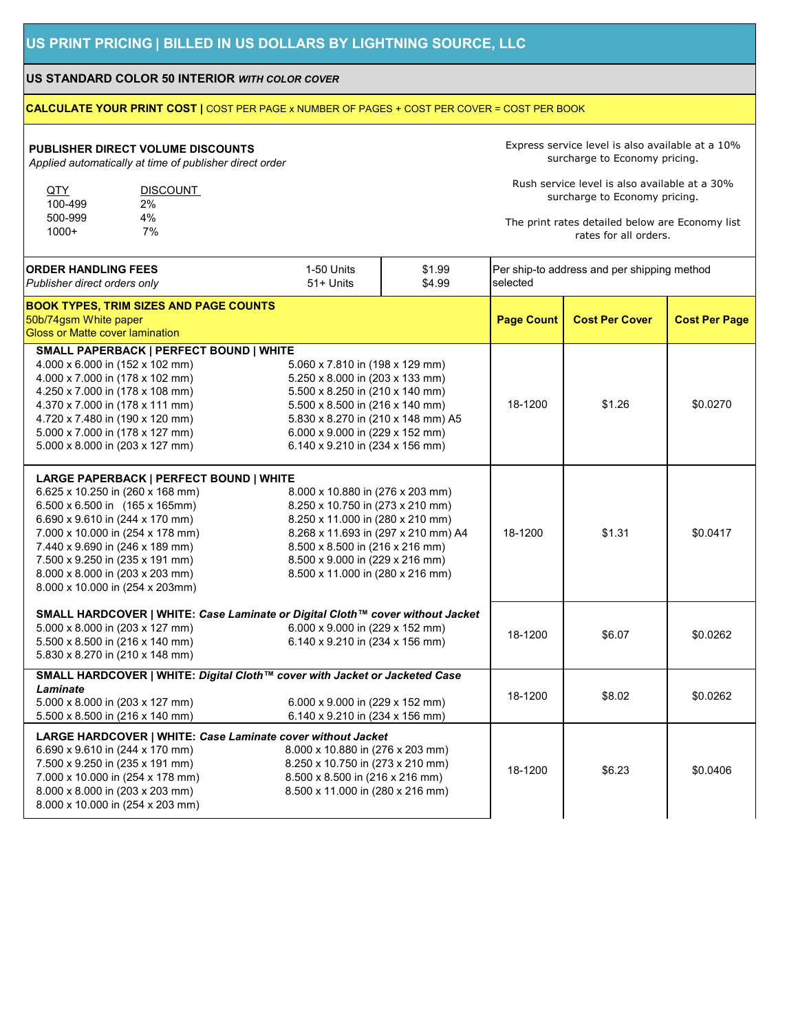## US PRINT PRICING | BILLED IN US DOLLARS BY LIGHTNING SOURCE, LLC

### US STANDARD COLOR 50 INTERIOR *WITH COLOR COVER*

**CALCULATE YOUR PRINT COST |** COST PER PAGE x NUMBER OF PAGES + COST PER COVER = COST PER BOOK

**PUBLISHER DIRECT VOLUME DISCOUNTS**
*Applied automatically at time of publisher direct order*

| QTY | DISCOUNT |
|---|---|
| 100-499 | 2% |
| 500-999 | 4% |
| 1000+ | 7% |

Express service level is also available at a 10% surcharge to Economy pricing.

Rush service level is also available at a 30% surcharge to Economy pricing.

The print rates detailed below are Economy list rates for all orders.

| **ORDER HANDLING FEES** *Publisher direct orders only* | | | |
|---|---|---|---|
| | 1-50 Units | $1.99 | Per ship-to address and per shipping method selected |
| | 51+ Units | $4.99 | |

| **BOOK TYPES, TRIM SIZES AND PAGE COUNTS** 50b/74gsm White paper, Gloss or Matte cover lamination | Page Count | Cost Per Cover | Cost Per Page |
|---|---|---|---|
| **SMALL PAPERBACK \| PERFECT BOUND \| WHITE**<br>4.000 x 6.000 in (152 x 102 mm)<br>4.000 x 7.000 in (178 x 102 mm)<br>4.250 x 7.000 in (178 x 108 mm)<br>4.370 x 7.000 in (178 x 111 mm)<br>4.720 x 7.480 in (190 x 120 mm)<br>5.000 x 7.000 in (178 x 127 mm)<br>5.000 x 8.000 in (203 x 127 mm)<br>5.060 x 7.810 in (198 x 129 mm)<br>5.250 x 8.000 in (203 x 133 mm)<br>5.500 x 8.250 in (210 x 140 mm)<br>5.500 x 8.500 in (216 x 140 mm)<br>5.830 x 8.270 in (210 x 148 mm) A5<br>6.000 x 9.000 in (229 x 152 mm)<br>6.140 x 9.210 in (234 x 156 mm) | 18-1200 | $1.26 | $0.0270 |
| **LARGE PAPERBACK \| PERFECT BOUND \| WHITE**<br>6.625 x 10.250 in (260 x 168 mm)<br>6.500 x 6.500 in (165 x 165mm)<br>6.690 x 9.610 in (244 x 170 mm)<br>7.000 x 10.000 in (254 x 178 mm)<br>7.440 x 9.690 in (246 x 189 mm)<br>7.500 x 9.250 in (235 x 191 mm)<br>8.000 x 8.000 in (203 x 203 mm)<br>8.000 x 10.000 in (254 x 203mm)<br>8.000 x 10.880 in (276 x 203 mm)<br>8.250 x 10.750 in (273 x 210 mm)<br>8.250 x 11.000 in (280 x 210 mm)<br>8.268 x 11.693 in (297 x 210 mm) A4<br>8.500 x 8.500 in (216 x 216 mm)<br>8.500 x 9.000 in (229 x 216 mm)<br>8.500 x 11.000 in (280 x 216 mm) | 18-1200 | $1.31 | $0.0417 |
| **SMALL HARDCOVER \| WHITE:** ***Case Laminate or Digital Cloth™ cover without Jacket***<br>5.000 x 8.000 in (203 x 127 mm)<br>5.500 x 8.500 in (216 x 140 mm)<br>5.830 x 8.270 in (210 x 148 mm)<br>6.000 x 9.000 in (229 x 152 mm)<br>6.140 x 9.210 in (234 x 156 mm) | 18-1200 | $6.07 | $0.0262 |
| **SMALL HARDCOVER \| WHITE:** ***Digital Cloth™ cover with Jacket or Jacketed Case Laminate***<br>5.000 x 8.000 in (203 x 127 mm)<br>5.500 x 8.500 in (216 x 140 mm)<br>6.000 x 9.000 in (229 x 152 mm)<br>6.140 x 9.210 in (234 x 156 mm) | 18-1200 | $8.02 | $0.0262 |
| **LARGE HARDCOVER \| WHITE:** ***Case Laminate cover without Jacket***<br>6.690 x 9.610 in (244 x 170 mm)<br>7.500 x 9.250 in (235 x 191 mm)<br>7.000 x 10.000 in (254 x 178 mm)<br>8.000 x 8.000 in (203 x 203 mm)<br>8.000 x 10.000 in (254 x 203 mm)<br>8.000 x 10.880 in (276 x 203 mm)<br>8.250 x 10.750 in (273 x 210 mm)<br>8.500 x 8.500 in (216 x 216 mm)<br>8.500 x 11.000 in (280 x 216 mm) | 18-1200 | $6.23 | $0.0406 |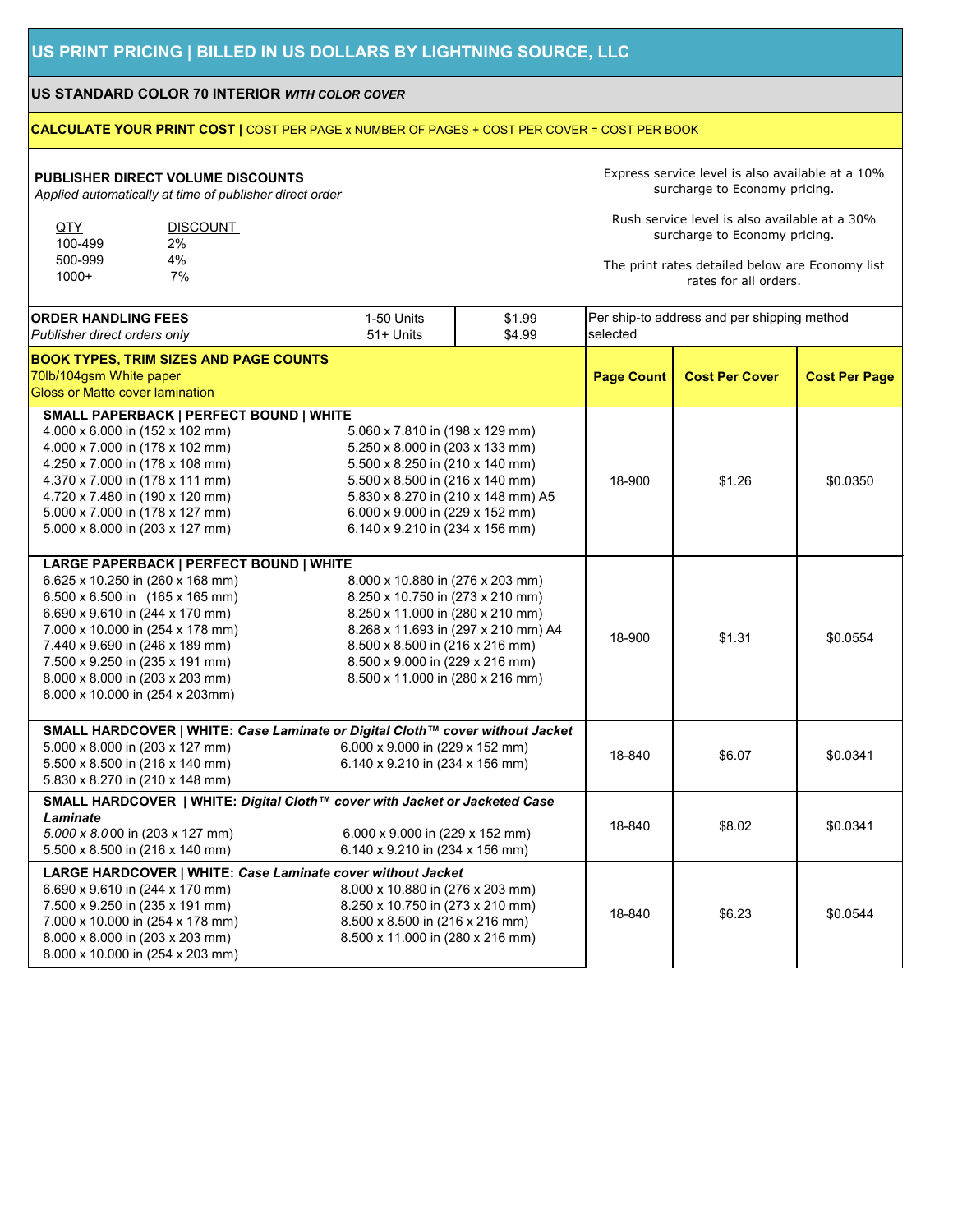## US PRINT PRICING | BILLED IN US DOLLARS BY LIGHTNING SOURCE, LLC

### US STANDARD COLOR 70 INTERIOR *WITH COLOR COVER*

**CALCULATE YOUR PRINT COST |** COST PER PAGE x NUMBER OF PAGES + COST PER COVER = COST PER BOOK

**PUBLISHER DIRECT VOLUME DISCOUNTS**
*Applied automatically at time of publisher direct order*

| QTY | DISCOUNT |
|---|---|
| 100-499 | 2% |
| 500-999 | 4% |
| 1000+ | 7% |

Express service level is also available at a 10% surcharge to Economy pricing.

Rush service level is also available at a 30% surcharge to Economy pricing.

The print rates detailed below are Economy list rates for all orders.

| ORDER HANDLING FEES *Publisher direct orders only* | | | |
|---|---|---|---|
| | 1-50 Units | $1.99 | Per ship-to address and per shipping method selected |
| | 51+ Units | $4.99 | |

| BOOK TYPES, TRIM SIZES AND PAGE COUNTS<br>70lb/104gsm White paper<br>Gloss or Matte cover lamination | Page Count | Cost Per Cover | Cost Per Page |
|---|---|---|---|
| **SMALL PAPERBACK \| PERFECT BOUND \| WHITE**<br>4.000 x 6.000 in (152 x 102 mm)<br>4.000 x 7.000 in (178 x 102 mm)<br>4.250 x 7.000 in (178 x 108 mm)<br>4.370 x 7.000 in (178 x 111 mm)<br>4.720 x 7.480 in (190 x 120 mm)<br>5.000 x 7.000 in (178 x 127 mm)<br>5.000 x 8.000 in (203 x 127 mm)<br>5.060 x 7.810 in (198 x 129 mm)<br>5.250 x 8.000 in (203 x 133 mm)<br>5.500 x 8.250 in (210 x 140 mm)<br>5.500 x 8.500 in (216 x 140 mm)<br>5.830 x 8.270 in (210 x 148 mm) A5<br>6.000 x 9.000 in (229 x 152 mm)<br>6.140 x 9.210 in (234 x 156 mm) | 18-900 | $1.26 | $0.0350 |
| **LARGE PAPERBACK \| PERFECT BOUND \| WHITE**<br>6.625 x 10.250 in (260 x 168 mm)<br>6.500 x 6.500 in (165 x 165 mm)<br>6.690 x 9.610 in (244 x 170 mm)<br>7.000 x 10.000 in (254 x 178 mm)<br>7.440 x 9.690 in (246 x 189 mm)<br>7.500 x 9.250 in (235 x 191 mm)<br>8.000 x 8.000 in (203 x 203 mm)<br>8.000 x 10.000 in (254 x 203mm)<br>8.000 x 10.880 in (276 x 203 mm)<br>8.250 x 10.750 in (273 x 210 mm)<br>8.250 x 11.000 in (280 x 210 mm)<br>8.268 x 11.693 in (297 x 210 mm) A4<br>8.500 x 8.500 in (216 x 216 mm)<br>8.500 x 9.000 in (229 x 216 mm)<br>8.500 x 11.000 in (280 x 216 mm) | 18-900 | $1.31 | $0.0554 |
| **SMALL HARDCOVER \| WHITE: *Case Laminate or Digital Cloth™ cover without Jacket***<br>5.000 x 8.000 in (203 x 127 mm)<br>5.500 x 8.500 in (216 x 140 mm)<br>5.830 x 8.270 in (210 x 148 mm)<br>6.000 x 9.000 in (229 x 152 mm)<br>6.140 x 9.210 in (234 x 156 mm) | 18-840 | $6.07 | $0.0341 |
| **SMALL HARDCOVER \| WHITE: *Digital Cloth™ cover with Jacket or Jacketed Case Laminate***<br>*5.000 x 8.0*00 in (203 x 127 mm)<br>5.500 x 8.500 in (216 x 140 mm)<br>6.000 x 9.000 in (229 x 152 mm)<br>6.140 x 9.210 in (234 x 156 mm) | 18-840 | $8.02 | $0.0341 |
| **LARGE HARDCOVER \| WHITE: *Case Laminate cover without Jacket***<br>6.690 x 9.610 in (244 x 170 mm)<br>7.500 x 9.250 in (235 x 191 mm)<br>7.000 x 10.000 in (254 x 178 mm)<br>8.000 x 8.000 in (203 x 203 mm)<br>8.000 x 10.000 in (254 x 203 mm)<br>8.000 x 10.880 in (276 x 203 mm)<br>8.250 x 10.750 in (273 x 210 mm)<br>8.500 x 8.500 in (216 x 216 mm)<br>8.500 x 11.000 in (280 x 216 mm) | 18-840 | $6.23 | $0.0544 |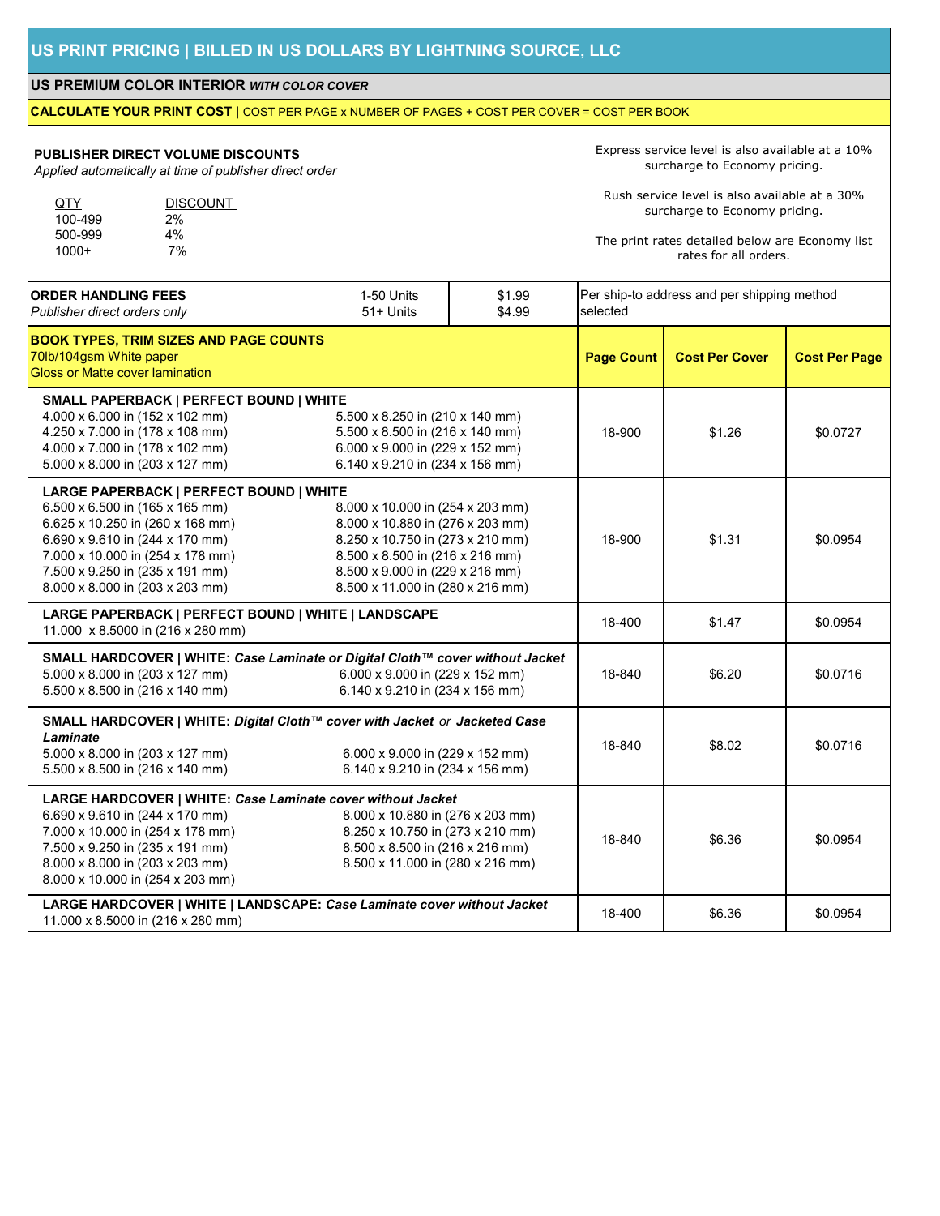## US PRINT PRICING | BILLED IN US DOLLARS BY LIGHTNING SOURCE, LLC

### US PREMIUM COLOR INTERIOR *WITH COLOR COVER*

**CALCULATE YOUR PRINT COST |** COST PER PAGE x NUMBER OF PAGES + COST PER COVER = COST PER BOOK

**PUBLISHER DIRECT VOLUME DISCOUNTS**
*Applied automatically at time of publisher direct order*

| QTY | DISCOUNT |
|---|---|
| 100-499 | 2% |
| 500-999 | 4% |
| 1000+ | 7% |

Express service level is also available at a 10% surcharge to Economy pricing.

Rush service level is also available at a 30% surcharge to Economy pricing.

The print rates detailed below are Economy list rates for all orders.

| **ORDER HANDLING FEES** *Publisher direct orders only* | 1-50 Units | $1.99 | Per ship-to address and per shipping method selected |
|---|---|---|---|
| | 51+ Units | $4.99 | |

| **BOOK TYPES, TRIM SIZES AND PAGE COUNTS** 70lb/104gsm White paper, Gloss or Matte cover lamination | **Page Count** | **Cost Per Cover** | **Cost Per Page** |
|---|---|---|---|
| **SMALL PAPERBACK \| PERFECT BOUND \| WHITE** 4.000 x 6.000 in (152 x 102 mm); 4.250 x 7.000 in (178 x 108 mm); 4.000 x 7.000 in (178 x 102 mm); 5.000 x 8.000 in (203 x 127 mm); 5.500 x 8.250 in (210 x 140 mm); 5.500 x 8.500 in (216 x 140 mm); 6.000 x 9.000 in (229 x 152 mm); 6.140 x 9.210 in (234 x 156 mm) | 18-900 | $1.26 | $0.0727 |
| **LARGE PAPERBACK \| PERFECT BOUND \| WHITE** 6.500 x 6.500 in (165 x 165 mm); 6.625 x 10.250 in (260 x 168 mm); 6.690 x 9.610 in (244 x 170 mm); 7.000 x 10.000 in (254 x 178 mm); 7.500 x 9.250 in (235 x 191 mm); 8.000 x 8.000 in (203 x 203 mm); 8.000 x 10.000 in (254 x 203 mm); 8.000 x 10.880 in (276 x 203 mm); 8.250 x 10.750 in (273 x 210 mm); 8.500 x 8.500 in (216 x 216 mm); 8.500 x 9.000 in (229 x 216 mm); 8.500 x 11.000 in (280 x 216 mm) | 18-900 | $1.31 | $0.0954 |
| **LARGE PAPERBACK \| PERFECT BOUND \| WHITE \| LANDSCAPE** 11.000 x 8.5000 in (216 x 280 mm) | 18-400 | $1.47 | $0.0954 |
| **SMALL HARDCOVER \| WHITE:** ***Case Laminate or Digital Cloth™ cover without Jacket*** 5.000 x 8.000 in (203 x 127 mm); 5.500 x 8.500 in (216 x 140 mm); 6.000 x 9.000 in (229 x 152 mm); 6.140 x 9.210 in (234 x 156 mm) | 18-840 | $6.20 | $0.0716 |
| **SMALL HARDCOVER \| WHITE:** ***Digital Cloth™ cover with Jacket*** *or* ***Jacketed Case Laminate*** 5.000 x 8.000 in (203 x 127 mm); 5.500 x 8.500 in (216 x 140 mm); 6.000 x 9.000 in (229 x 152 mm); 6.140 x 9.210 in (234 x 156 mm) | 18-840 | $8.02 | $0.0716 |
| **LARGE HARDCOVER \| WHITE:** ***Case Laminate cover without Jacket*** 6.690 x 9.610 in (244 x 170 mm); 7.000 x 10.000 in (254 x 178 mm); 7.500 x 9.250 in (235 x 191 mm); 8.000 x 8.000 in (203 x 203 mm); 8.000 x 10.000 in (254 x 203 mm); 8.000 x 10.880 in (276 x 203 mm); 8.250 x 10.750 in (273 x 210 mm); 8.500 x 8.500 in (216 x 216 mm); 8.500 x 11.000 in (280 x 216 mm) | 18-840 | $6.36 | $0.0954 |
| **LARGE HARDCOVER \| WHITE \| LANDSCAPE:** ***Case Laminate cover without Jacket*** 11.000 x 8.5000 in (216 x 280 mm) | 18-400 | $6.36 | $0.0954 |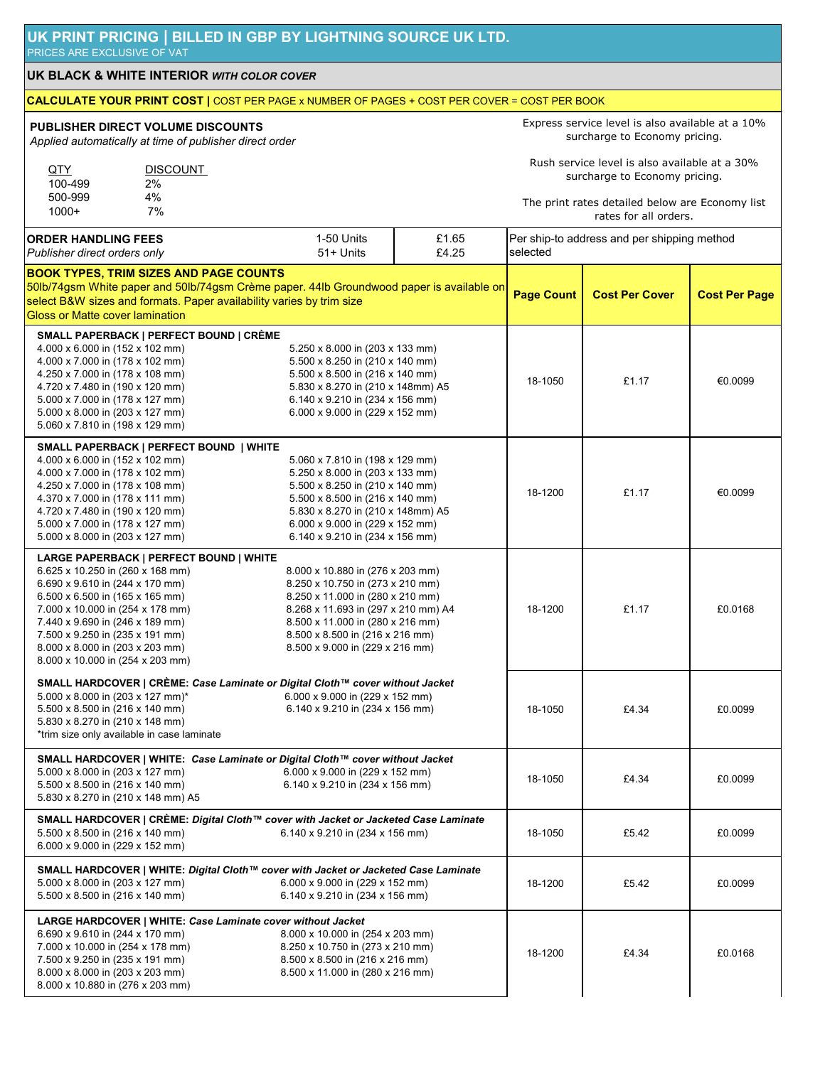# UK PRINT PRICING | BILLED IN GBP BY LIGHTNING SOURCE UK LTD.

PRICES ARE EXCLUSIVE OF VAT

## UK BLACK & WHITE INTERIOR *WITH COLOR COVER*

**CALCULATE YOUR PRINT COST |** COST PER PAGE x NUMBER OF PAGES + COST PER COVER = COST PER BOOK

**PUBLISHER DIRECT VOLUME DISCOUNTS**
*Applied automatically at time of publisher direct order*

| QTY | DISCOUNT |
|---|---|
| 100-499 | 2% |
| 500-999 | 4% |
| 1000+ | 7% |

Express service level is also available at a 10% surcharge to Economy pricing.

Rush service level is also available at a 30% surcharge to Economy pricing.

The print rates detailed below are Economy list rates for all orders.

| **ORDER HANDLING FEES** *Publisher direct orders only* | Units | Fee | |
|---|---|---|---|
| | 1-50 Units | £1.65 | Per ship-to address and per shipping method selected |
| | 51+ Units | £4.25 | |

| **BOOK TYPES, TRIM SIZES AND PAGE COUNTS** 50lb/74gsm White paper and 50lb/74gsm Crème paper. 44lb Groundwood paper is available on select B&W sizes and formats. Paper availability varies by trim size. Gloss or Matte cover lamination | **Page Count** | **Cost Per Cover** | **Cost Per Page** |
|---|---|---|---|
| **SMALL PAPERBACK \| PERFECT BOUND \| CRÈME**<br>4.000 x 6.000 in (152 x 102 mm)<br>4.000 x 7.000 in (178 x 102 mm)<br>4.250 x 7.000 in (178 x 108 mm)<br>4.720 x 7.480 in (190 x 120 mm)<br>5.000 x 7.000 in (178 x 127 mm)<br>5.000 x 8.000 in (203 x 127 mm)<br>5.060 x 7.810 in (198 x 129 mm)<br>5.250 x 8.000 in (203 x 133 mm)<br>5.500 x 8.250 in (210 x 140 mm)<br>5.500 x 8.500 in (216 x 140 mm)<br>5.830 x 8.270 in (210 x 148mm) A5<br>6.140 x 9.210 in (234 x 156 mm)<br>6.000 x 9.000 in (229 x 152 mm) | 18-1050 | £1.17 | €0.0099 |
| **SMALL PAPERBACK \| PERFECT BOUND \| WHITE**<br>4.000 x 6.000 in (152 x 102 mm)<br>4.000 x 7.000 in (178 x 102 mm)<br>4.250 x 7.000 in (178 x 108 mm)<br>4.370 x 7.000 in (178 x 111 mm)<br>4.720 x 7.480 in (190 x 120 mm)<br>5.000 x 7.000 in (178 x 127 mm)<br>5.000 x 8.000 in (203 x 127 mm)<br>5.060 x 7.810 in (198 x 129 mm)<br>5.250 x 8.000 in (203 x 133 mm)<br>5.500 x 8.250 in (210 x 140 mm)<br>5.500 x 8.500 in (216 x 140 mm)<br>5.830 x 8.270 in (210 x 148mm) A5<br>6.000 x 9.000 in (229 x 152 mm)<br>6.140 x 9.210 in (234 x 156 mm) | 18-1200 | £1.17 | €0.0099 |
| **LARGE PAPERBACK \| PERFECT BOUND \| WHITE**<br>6.625 x 10.250 in (260 x 168 mm)<br>6.690 x 9.610 in (244 x 170 mm)<br>6.500 x 6.500 in (165 x 165 mm)<br>7.000 x 10.000 in (254 x 178 mm)<br>7.440 x 9.690 in (246 x 189 mm)<br>7.500 x 9.250 in (235 x 191 mm)<br>8.000 x 8.000 in (203 x 203 mm)<br>8.000 x 10.000 in (254 x 203 mm)<br>8.000 x 10.880 in (276 x 203 mm)<br>8.250 x 10.750 in (273 x 210 mm)<br>8.250 x 11.000 in (280 x 210 mm)<br>8.268 x 11.693 in (297 x 210 mm) A4<br>8.500 x 11.000 in (280 x 216 mm)<br>8.500 x 8.500 in (216 x 216 mm)<br>8.500 x 9.000 in (229 x 216 mm) | 18-1200 | £1.17 | £0.0168 |
| **SMALL HARDCOVER \| CRÈME:** ***Case Laminate or Digital Cloth™ cover without Jacket***<br>5.000 x 8.000 in (203 x 127 mm)*<br>5.500 x 8.500 in (216 x 140 mm)<br>5.830 x 8.270 in (210 x 148 mm)<br>6.000 x 9.000 in (229 x 152 mm)<br>6.140 x 9.210 in (234 x 156 mm)<br>*trim size only available in case laminate | 18-1050 | £4.34 | £0.0099 |
| **SMALL HARDCOVER \| WHITE:** ***Case Laminate or Digital Cloth™ cover without Jacket***<br>5.000 x 8.000 in (203 x 127 mm)<br>5.500 x 8.500 in (216 x 140 mm)<br>5.830 x 8.270 in (210 x 148 mm) A5<br>6.000 x 9.000 in (229 x 152 mm)<br>6.140 x 9.210 in (234 x 156 mm) | 18-1050 | £4.34 | £0.0099 |
| **SMALL HARDCOVER \| CRÈME:** ***Digital Cloth™ cover with Jacket or Jacketed Case Laminate***<br>5.500 x 8.500 in (216 x 140 mm)<br>6.000 x 9.000 in (229 x 152 mm)<br>6.140 x 9.210 in (234 x 156 mm) | 18-1050 | £5.42 | £0.0099 |
| **SMALL HARDCOVER \| WHITE:** ***Digital Cloth™ cover with Jacket or Jacketed Case Laminate***<br>5.000 x 8.000 in (203 x 127 mm)<br>5.500 x 8.500 in (216 x 140 mm)<br>6.000 x 9.000 in (229 x 152 mm)<br>6.140 x 9.210 in (234 x 156 mm) | 18-1200 | £5.42 | £0.0099 |
| **LARGE HARDCOVER \| WHITE:** ***Case Laminate cover without Jacket***<br>6.690 x 9.610 in (244 x 170 mm)<br>7.000 x 10.000 in (254 x 178 mm)<br>7.500 x 9.250 in (235 x 191 mm)<br>8.000 x 8.000 in (203 x 203 mm)<br>8.000 x 10.880 in (276 x 203 mm)<br>8.000 x 10.000 in (254 x 203 mm)<br>8.250 x 10.750 in (273 x 210 mm)<br>8.500 x 8.500 in (216 x 216 mm)<br>8.500 x 11.000 in (280 x 216 mm) | 18-1200 | £4.34 | £0.0168 |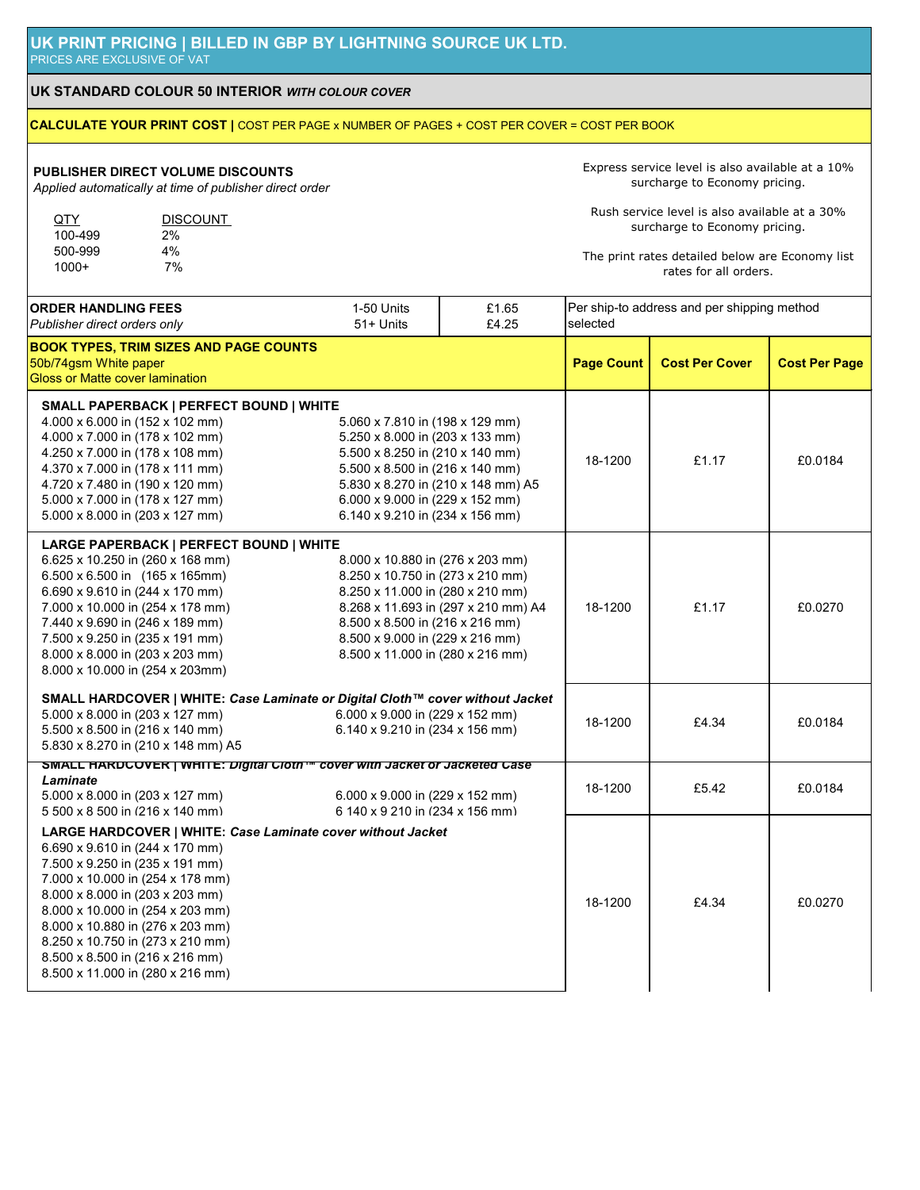# UK PRINT PRICING | BILLED IN GBP BY LIGHTNING SOURCE UK LTD.

PRICES ARE EXCLUSIVE OF VAT

## UK STANDARD COLOUR 50 INTERIOR *WITH COLOUR COVER*

**CALCULATE YOUR PRINT COST |** COST PER PAGE x NUMBER OF PAGES + COST PER COVER = COST PER BOOK

### PUBLISHER DIRECT VOLUME DISCOUNTS

*Applied automatically at time of publisher direct order*

| QTY | DISCOUNT |
|---|---|
| 100-499 | 2% |
| 500-999 | 4% |
| 1000+ | 7% |

Express service level is also available at a 10% surcharge to Economy pricing.

Rush service level is also available at a 30% surcharge to Economy pricing.

The print rates detailed below are Economy list rates for all orders.

| ORDER HANDLING FEES *Publisher direct orders only* | Units | Fee | |
|---|---|---|---|
| | 1-50 Units | £1.65 | Per ship-to address and per shipping method selected |
| | 51+ Units | £4.25 | |

| BOOK TYPES, TRIM SIZES AND PAGE COUNTS<br>50b/74gsm White paper<br>Gloss or Matte cover lamination | Page Count | Cost Per Cover | Cost Per Page |
|---|---|---|---|
| **SMALL PAPERBACK \| PERFECT BOUND \| WHITE**<br>4.000 x 6.000 in (152 x 102 mm)<br>4.000 x 7.000 in (178 x 102 mm)<br>4.250 x 7.000 in (178 x 108 mm)<br>4.370 x 7.000 in (178 x 111 mm)<br>4.720 x 7.480 in (190 x 120 mm)<br>5.000 x 7.000 in (178 x 127 mm)<br>5.000 x 8.000 in (203 x 127 mm)<br>5.060 x 7.810 in (198 x 129 mm)<br>5.250 x 8.000 in (203 x 133 mm)<br>5.500 x 8.250 in (210 x 140 mm)<br>5.500 x 8.500 in (216 x 140 mm)<br>5.830 x 8.270 in (210 x 148 mm) A5<br>6.000 x 9.000 in (229 x 152 mm)<br>6.140 x 9.210 in (234 x 156 mm) | 18-1200 | £1.17 | £0.0184 |
| **LARGE PAPERBACK \| PERFECT BOUND \| WHITE**<br>6.625 x 10.250 in (260 x 168 mm)<br>6.500 x 6.500 in (165 x 165mm)<br>6.690 x 9.610 in (244 x 170 mm)<br>7.000 x 10.000 in (254 x 178 mm)<br>7.440 x 9.690 in (246 x 189 mm)<br>7.500 x 9.250 in (235 x 191 mm)<br>8.000 x 8.000 in (203 x 203 mm)<br>8.000 x 10.000 in (254 x 203mm)<br>8.000 x 10.880 in (276 x 203 mm)<br>8.250 x 10.750 in (273 x 210 mm)<br>8.250 x 11.000 in (280 x 210 mm)<br>8.268 x 11.693 in (297 x 210 mm) A4<br>8.500 x 8.500 in (216 x 216 mm)<br>8.500 x 9.000 in (229 x 216 mm)<br>8.500 x 11.000 in (280 x 216 mm) | 18-1200 | £1.17 | £0.0270 |
| **SMALL HARDCOVER \| WHITE: *Case Laminate or Digital Cloth™ cover without Jacket***<br>5.000 x 8.000 in (203 x 127 mm)<br>5.500 x 8.500 in (216 x 140 mm)<br>5.830 x 8.270 in (210 x 148 mm) A5<br>6.000 x 9.000 in (229 x 152 mm)<br>6.140 x 9.210 in (234 x 156 mm) | 18-1200 | £4.34 | £0.0184 |
| **SMALL HARDCOVER \| WHITE: *Digital Cloth™ cover with Jacket or Jacketed Case Laminate***<br>5.000 x 8.000 in (203 x 127 mm)<br>5.500 x 8.500 in (216 x 140 mm)<br>6.000 x 9.000 in (229 x 152 mm)<br>6.140 x 9.210 in (234 x 156 mm) | 18-1200 | £5.42 | £0.0184 |
| **LARGE HARDCOVER \| WHITE: *Case Laminate cover without Jacket***<br>6.690 x 9.610 in (244 x 170 mm)<br>7.500 x 9.250 in (235 x 191 mm)<br>7.000 x 10.000 in (254 x 178 mm)<br>8.000 x 8.000 in (203 x 203 mm)<br>8.000 x 10.000 in (254 x 203 mm)<br>8.000 x 10.880 in (276 x 203 mm)<br>8.250 x 10.750 in (273 x 210 mm)<br>8.500 x 8.500 in (216 x 216 mm)<br>8.500 x 11.000 in (280 x 216 mm) | 18-1200 | £4.34 | £0.0270 |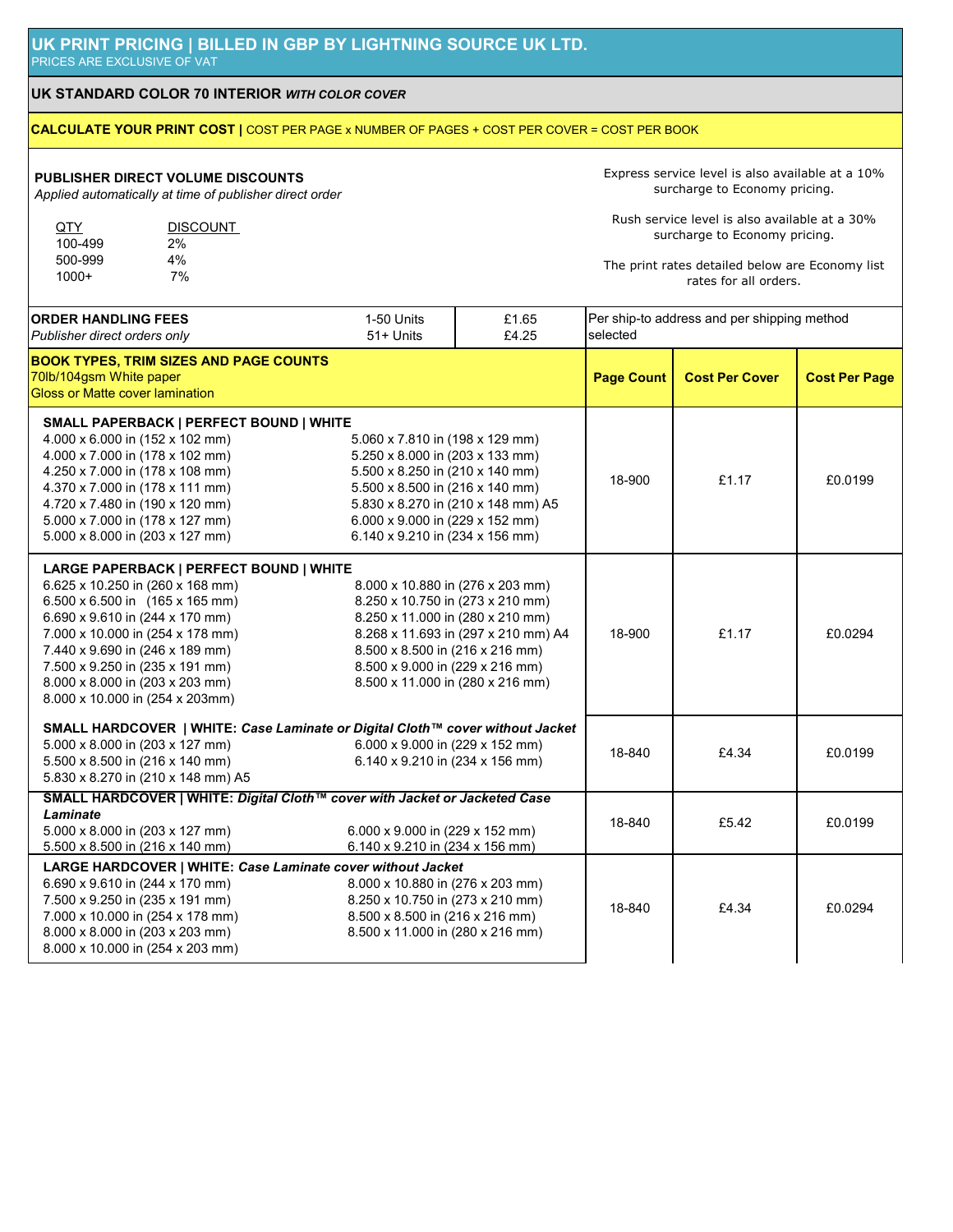# UK PRINT PRICING | BILLED IN GBP BY LIGHTNING SOURCE UK LTD.

PRICES ARE EXCLUSIVE OF VAT

## UK STANDARD COLOR 70 INTERIOR *WITH COLOR COVER*

**CALCULATE YOUR PRINT COST |** COST PER PAGE x NUMBER OF PAGES + COST PER COVER = COST PER BOOK

**PUBLISHER DIRECT VOLUME DISCOUNTS**

*Applied automatically at time of publisher direct order*

| QTY | DISCOUNT |
|---|---|
| 100-499 | 2% |
| 500-999 | 4% |
| 1000+ | 7% |

Express service level is also available at a 10% surcharge to Economy pricing.

Rush service level is also available at a 30% surcharge to Economy pricing.

The print rates detailed below are Economy list rates for all orders.

| ORDER HANDLING FEES | | | |
|---|---|---|---|
| *Publisher direct orders only* | 1-50 Units | £1.65 | Per ship-to address and per shipping method selected |
| | 51+ Units | £4.25 | |

| BOOK TYPES, TRIM SIZES AND PAGE COUNTS<br>70lb/104gsm White paper<br>Gloss or Matte cover lamination | Page Count | Cost Per Cover | Cost Per Page |
|---|---|---|---|
| **SMALL PAPERBACK \| PERFECT BOUND \| WHITE**<br>4.000 x 6.000 in (152 x 102 mm)<br>4.000 x 7.000 in (178 x 102 mm)<br>4.250 x 7.000 in (178 x 108 mm)<br>4.370 x 7.000 in (178 x 111 mm)<br>4.720 x 7.480 in (190 x 120 mm)<br>5.000 x 7.000 in (178 x 127 mm)<br>5.000 x 8.000 in (203 x 127 mm)<br>5.060 x 7.810 in (198 x 129 mm)<br>5.250 x 8.000 in (203 x 133 mm)<br>5.500 x 8.250 in (210 x 140 mm)<br>5.500 x 8.500 in (216 x 140 mm)<br>5.830 x 8.270 in (210 x 148 mm) A5<br>6.000 x 9.000 in (229 x 152 mm)<br>6.140 x 9.210 in (234 x 156 mm) | 18-900 | £1.17 | £0.0199 |
| **LARGE PAPERBACK \| PERFECT BOUND \| WHITE**<br>6.625 x 10.250 in (260 x 168 mm)<br>6.500 x 6.500 in (165 x 165 mm)<br>6.690 x 9.610 in (244 x 170 mm)<br>7.000 x 10.000 in (254 x 178 mm)<br>7.440 x 9.690 in (246 x 189 mm)<br>7.500 x 9.250 in (235 x 191 mm)<br>8.000 x 8.000 in (203 x 203 mm)<br>8.000 x 10.000 in (254 x 203mm)<br>8.000 x 10.880 in (276 x 203 mm)<br>8.250 x 10.750 in (273 x 210 mm)<br>8.250 x 11.000 in (280 x 210 mm)<br>8.268 x 11.693 in (297 x 210 mm) A4<br>8.500 x 8.500 in (216 x 216 mm)<br>8.500 x 9.000 in (229 x 216 mm)<br>8.500 x 11.000 in (280 x 216 mm) | 18-900 | £1.17 | £0.0294 |
| **SMALL HARDCOVER \| WHITE: *Case Laminate or Digital Cloth™ cover without Jacket***<br>5.000 x 8.000 in (203 x 127 mm)<br>5.500 x 8.500 in (216 x 140 mm)<br>5.830 x 8.270 in (210 x 148 mm) A5<br>6.000 x 9.000 in (229 x 152 mm)<br>6.140 x 9.210 in (234 x 156 mm) | 18-840 | £4.34 | £0.0199 |
| **SMALL HARDCOVER \| WHITE: *Digital Cloth™ cover with Jacket or Jacketed Case Laminate***<br>5.000 x 8.000 in (203 x 127 mm)<br>5.500 x 8.500 in (216 x 140 mm)<br>6.000 x 9.000 in (229 x 152 mm)<br>6.140 x 9.210 in (234 x 156 mm) | 18-840 | £5.42 | £0.0199 |
| **LARGE HARDCOVER \| WHITE: *Case Laminate cover without Jacket***<br>6.690 x 9.610 in (244 x 170 mm)<br>7.500 x 9.250 in (235 x 191 mm)<br>7.000 x 10.000 in (254 x 178 mm)<br>8.000 x 8.000 in (203 x 203 mm)<br>8.000 x 10.000 in (254 x 203 mm)<br>8.000 x 10.880 in (276 x 203 mm)<br>8.250 x 10.750 in (273 x 210 mm)<br>8.500 x 8.500 in (216 x 216 mm)<br>8.500 x 11.000 in (280 x 216 mm) | 18-840 | £4.34 | £0.0294 |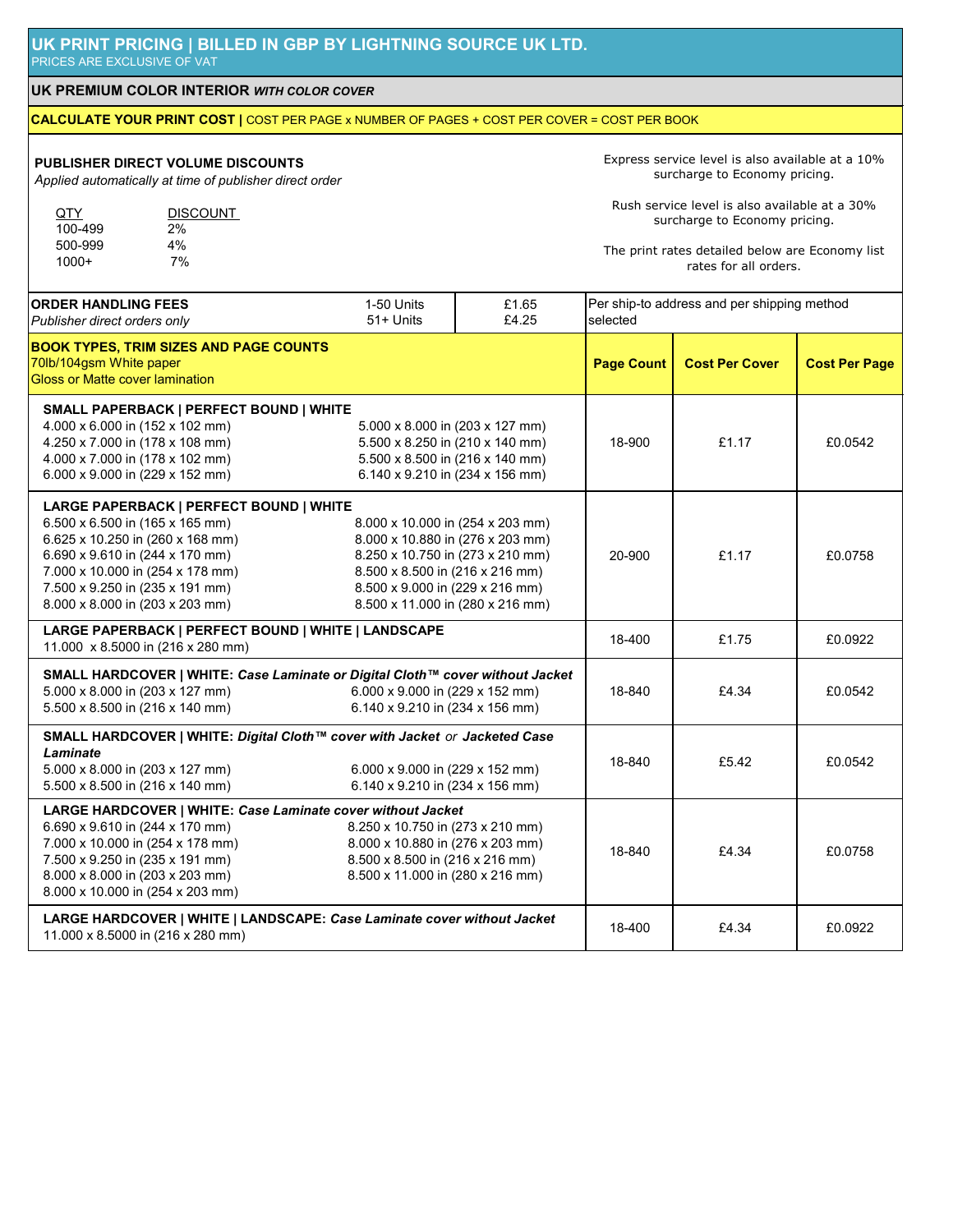## UK PRINT PRICING | BILLED IN GBP BY LIGHTNING SOURCE UK LTD.

PRICES ARE EXCLUSIVE OF VAT

### UK PREMIUM COLOR INTERIOR *WITH COLOR COVER*

**CALCULATE YOUR PRINT COST |** COST PER PAGE x NUMBER OF PAGES + COST PER COVER = COST PER BOOK

**PUBLISHER DIRECT VOLUME DISCOUNTS**

*Applied automatically at time of publisher direct order*

| QTY | DISCOUNT |
|---|---|
| 100-499 | 2% |
| 500-999 | 4% |
| 1000+ | 7% |

Express service level is also available at a 10% surcharge to Economy pricing.

Rush service level is also available at a 30% surcharge to Economy pricing.

The print rates detailed below are Economy list rates for all orders.

| ORDER HANDLING FEES<br>*Publisher direct orders only* | 1-50 Units<br>51+ Units | £1.65<br>£4.25 | Per ship-to address and per shipping method selected |
|---|---|---|---|

| BOOK TYPES, TRIM SIZES AND PAGE COUNTS<br>70lb/104gsm White paper<br>Gloss or Matte cover lamination | Page Count | Cost Per Cover | Cost Per Page |
|---|---|---|---|
| **SMALL PAPERBACK \| PERFECT BOUND \| WHITE**<br>4.000 x 6.000 in (152 x 102 mm)<br>4.250 x 7.000 in (178 x 108 mm)<br>4.000 x 7.000 in (178 x 102 mm)<br>6.000 x 9.000 in (229 x 152 mm)<br>5.000 x 8.000 in (203 x 127 mm)<br>5.500 x 8.250 in (210 x 140 mm)<br>5.500 x 8.500 in (216 x 140 mm)<br>6.140 x 9.210 in (234 x 156 mm) | 18-900 | £1.17 | £0.0542 |
| **LARGE PAPERBACK \| PERFECT BOUND \| WHITE**<br>6.500 x 6.500 in (165 x 165 mm)<br>6.625 x 10.250 in (260 x 168 mm)<br>6.690 x 9.610 in (244 x 170 mm)<br>7.000 x 10.000 in (254 x 178 mm)<br>7.500 x 9.250 in (235 x 191 mm)<br>8.000 x 8.000 in (203 x 203 mm)<br>8.000 x 10.000 in (254 x 203 mm)<br>8.000 x 10.880 in (276 x 203 mm)<br>8.250 x 10.750 in (273 x 210 mm)<br>8.500 x 8.500 in (216 x 216 mm)<br>8.500 x 9.000 in (229 x 216 mm)<br>8.500 x 11.000 in (280 x 216 mm) | 20-900 | £1.17 | £0.0758 |
| **LARGE PAPERBACK \| PERFECT BOUND \| WHITE \| LANDSCAPE**<br>11.000 x 8.5000 in (216 x 280 mm) | 18-400 | £1.75 | £0.0922 |
| **SMALL HARDCOVER \| WHITE: *Case Laminate or Digital Cloth™ cover without Jacket***<br>5.000 x 8.000 in (203 x 127 mm)<br>5.500 x 8.500 in (216 x 140 mm)<br>6.000 x 9.000 in (229 x 152 mm)<br>6.140 x 9.210 in (234 x 156 mm) | 18-840 | £4.34 | £0.0542 |
| **SMALL HARDCOVER \| WHITE: *Digital Cloth™ cover with Jacket* *or* *Jacketed Case Laminate***<br>5.000 x 8.000 in (203 x 127 mm)<br>5.500 x 8.500 in (216 x 140 mm)<br>6.000 x 9.000 in (229 x 152 mm)<br>6.140 x 9.210 in (234 x 156 mm) | 18-840 | £5.42 | £0.0542 |
| **LARGE HARDCOVER \| WHITE: *Case Laminate cover without Jacket***<br>6.690 x 9.610 in (244 x 170 mm)<br>7.000 x 10.000 in (254 x 178 mm)<br>7.500 x 9.250 in (235 x 191 mm)<br>8.000 x 8.000 in (203 x 203 mm)<br>8.000 x 10.000 in (254 x 203 mm)<br>8.250 x 10.750 in (273 x 210 mm)<br>8.000 x 10.880 in (276 x 203 mm)<br>8.500 x 8.500 in (216 x 216 mm)<br>8.500 x 11.000 in (280 x 216 mm) | 18-840 | £4.34 | £0.0758 |
| **LARGE HARDCOVER \| WHITE \| LANDSCAPE: *Case Laminate cover without Jacket***<br>11.000 x 8.5000 in (216 x 280 mm) | 18-400 | £4.34 | £0.0922 |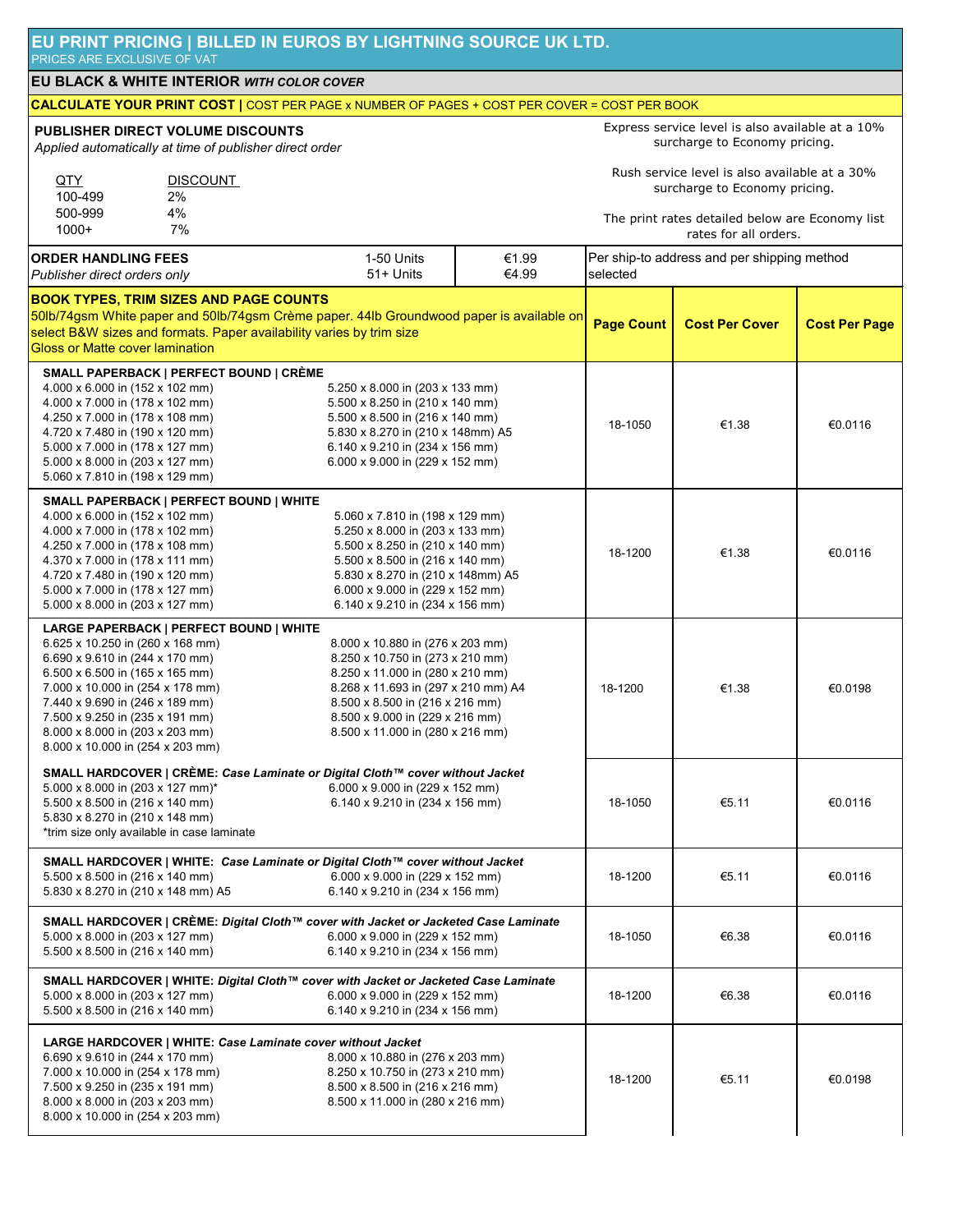## EU PRINT PRICING | BILLED IN EUROS BY LIGHTNING SOURCE UK LTD.

PRICES ARE EXCLUSIVE OF VAT

### EU BLACK & WHITE INTERIOR *WITH COLOR COVER*

**CALCULATE YOUR PRINT COST |** COST PER PAGE x NUMBER OF PAGES + COST PER COVER = COST PER BOOK

**PUBLISHER DIRECT VOLUME DISCOUNTS**
*Applied automatically at time of publisher direct order*

| QTY | DISCOUNT |
|---|---|
| 100-499 | 2% |
| 500-999 | 4% |
| 1000+ | 7% |

Express service level is also available at a 10% surcharge to Economy pricing.

Rush service level is also available at a 30% surcharge to Economy pricing.

The print rates detailed below are Economy list rates for all orders.

| ORDER HANDLING FEES *Publisher direct orders only* | Units | Fee | |
|---|---|---|---|
| | 1-50 Units | €1.99 | Per ship-to address and per shipping method selected |
| | 51+ Units | €4.99 | |

**BOOK TYPES, TRIM SIZES AND PAGE COUNTS**
50lb/74gsm White paper and 50lb/74gsm Crème paper. 44lb Groundwood paper is available on select B&W sizes and formats. Paper availability varies by trim size
Gloss or Matte cover lamination

| Book Type / Trim Sizes | Page Count | Cost Per Cover | Cost Per Page |
|---|---|---|---|
| **SMALL PAPERBACK \| PERFECT BOUND \| CRÈME**<br>4.000 x 6.000 in (152 x 102 mm)<br>4.000 x 7.000 in (178 x 102 mm)<br>4.250 x 7.000 in (178 x 108 mm)<br>4.720 x 7.480 in (190 x 120 mm)<br>5.000 x 7.000 in (178 x 127 mm)<br>5.000 x 8.000 in (203 x 127 mm)<br>5.060 x 7.810 in (198 x 129 mm)<br>5.250 x 8.000 in (203 x 133 mm)<br>5.500 x 8.250 in (210 x 140 mm)<br>5.500 x 8.500 in (216 x 140 mm)<br>5.830 x 8.270 in (210 x 148mm) A5<br>6.140 x 9.210 in (234 x 156 mm)<br>6.000 x 9.000 in (229 x 152 mm) | 18-1050 | €1.38 | €0.0116 |
| **SMALL PAPERBACK \| PERFECT BOUND \| WHITE**<br>4.000 x 6.000 in (152 x 102 mm)<br>4.000 x 7.000 in (178 x 102 mm)<br>4.250 x 7.000 in (178 x 108 mm)<br>4.370 x 7.000 in (178 x 111 mm)<br>4.720 x 7.480 in (190 x 120 mm)<br>5.000 x 7.000 in (178 x 127 mm)<br>5.000 x 8.000 in (203 x 127 mm)<br>5.060 x 7.810 in (198 x 129 mm)<br>5.250 x 8.000 in (203 x 133 mm)<br>5.500 x 8.250 in (210 x 140 mm)<br>5.500 x 8.500 in (216 x 140 mm)<br>5.830 x 8.270 in (210 x 148mm) A5<br>6.000 x 9.000 in (229 x 152 mm)<br>6.140 x 9.210 in (234 x 156 mm) | 18-1200 | €1.38 | €0.0116 |
| **LARGE PAPERBACK \| PERFECT BOUND \| WHITE**<br>6.625 x 10.250 in (260 x 168 mm)<br>6.690 x 9.610 in (244 x 170 mm)<br>6.500 x 6.500 in (165 x 165 mm)<br>7.000 x 10.000 in (254 x 178 mm)<br>7.440 x 9.690 in (246 x 189 mm)<br>7.500 x 9.250 in (235 x 191 mm)<br>8.000 x 8.000 in (203 x 203 mm)<br>8.000 x 10.000 in (254 x 203 mm)<br>8.000 x 10.880 in (276 x 203 mm)<br>8.250 x 10.750 in (273 x 210 mm)<br>8.250 x 11.000 in (280 x 210 mm)<br>8.268 x 11.693 in (297 x 210 mm) A4<br>8.500 x 8.500 in (216 x 216 mm)<br>8.500 x 9.000 in (229 x 216 mm)<br>8.500 x 11.000 in (280 x 216 mm) | 18-1200 | €1.38 | €0.0198 |
| **SMALL HARDCOVER \| CRÈME:** ***Case Laminate or Digital Cloth™ cover without Jacket***<br>5.000 x 8.000 in (203 x 127 mm)*<br>5.500 x 8.500 in (216 x 140 mm)<br>5.830 x 8.270 in (210 x 148 mm)<br>6.000 x 9.000 in (229 x 152 mm)<br>6.140 x 9.210 in (234 x 156 mm)<br>*trim size only available in case laminate | 18-1050 | €5.11 | €0.0116 |
| **SMALL HARDCOVER \| WHITE:** ***Case Laminate or Digital Cloth™ cover without Jacket***<br>5.500 x 8.500 in (216 x 140 mm)<br>5.830 x 8.270 in (210 x 148 mm) A5<br>6.000 x 9.000 in (229 x 152 mm)<br>6.140 x 9.210 in (234 x 156 mm) | 18-1200 | €5.11 | €0.0116 |
| **SMALL HARDCOVER \| CRÈME:** ***Digital Cloth™ cover with Jacket or Jacketed Case Laminate***<br>5.000 x 8.000 in (203 x 127 mm)<br>5.500 x 8.500 in (216 x 140 mm)<br>6.000 x 9.000 in (229 x 152 mm)<br>6.140 x 9.210 in (234 x 156 mm) | 18-1050 | €6.38 | €0.0116 |
| **SMALL HARDCOVER \| WHITE:** ***Digital Cloth™ cover with Jacket or Jacketed Case Laminate***<br>5.000 x 8.000 in (203 x 127 mm)<br>5.500 x 8.500 in (216 x 140 mm)<br>6.000 x 9.000 in (229 x 152 mm)<br>6.140 x 9.210 in (234 x 156 mm) | 18-1200 | €6.38 | €0.0116 |
| **LARGE HARDCOVER \| WHITE:** ***Case Laminate cover without Jacket***<br>6.690 x 9.610 in (244 x 170 mm)<br>7.000 x 10.000 in (254 x 178 mm)<br>7.500 x 9.250 in (235 x 191 mm)<br>8.000 x 8.000 in (203 x 203 mm)<br>8.000 x 10.000 in (254 x 203 mm)<br>8.000 x 10.880 in (276 x 203 mm)<br>8.250 x 10.750 in (273 x 210 mm)<br>8.500 x 8.500 in (216 x 216 mm)<br>8.500 x 11.000 in (280 x 216 mm) | 18-1200 | €5.11 | €0.0198 |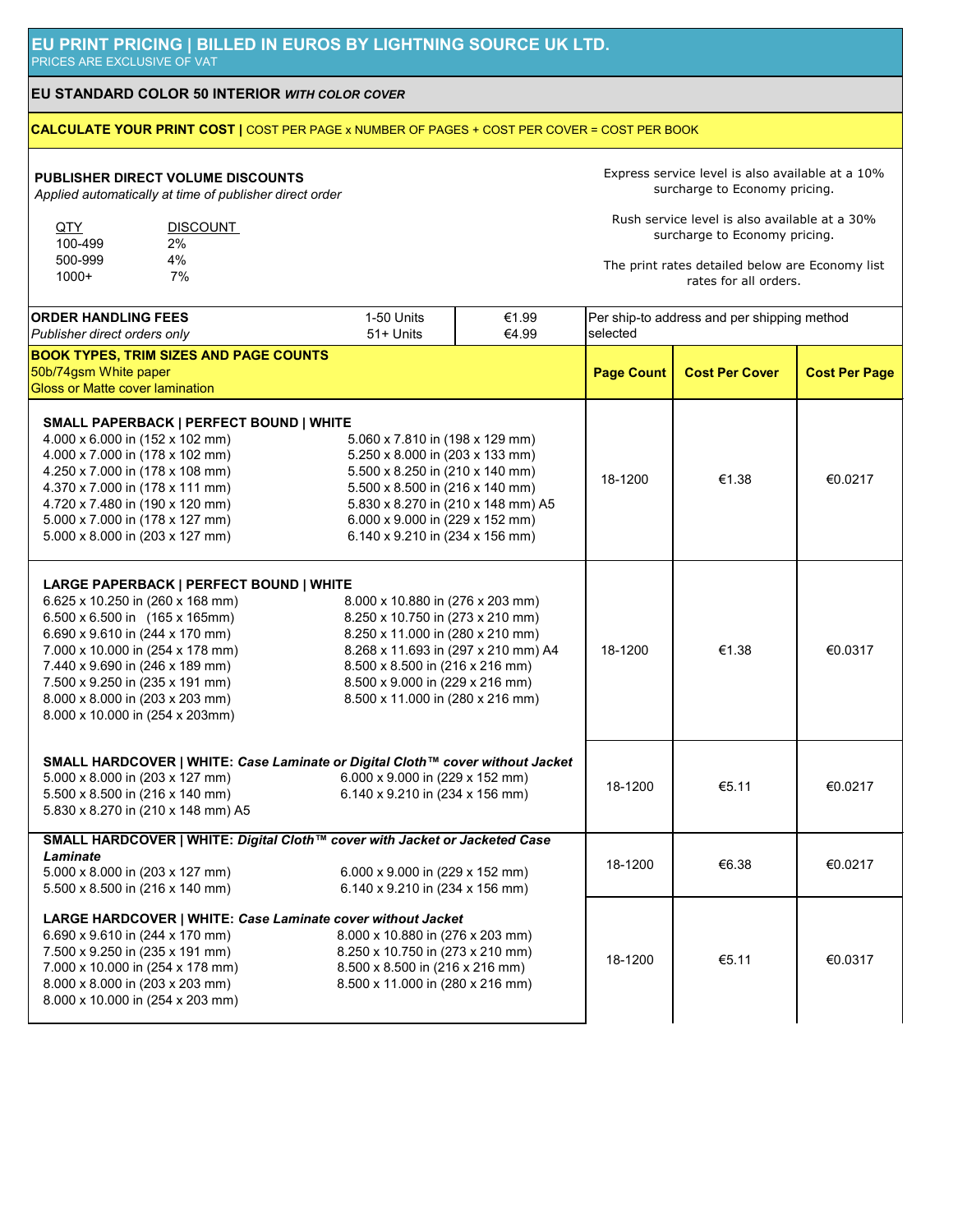# EU PRINT PRICING | BILLED IN EUROS BY LIGHTNING SOURCE UK LTD.

PRICES ARE EXCLUSIVE OF VAT

## EU STANDARD COLOR 50 INTERIOR *WITH COLOR COVER*

**CALCULATE YOUR PRINT COST |** COST PER PAGE x NUMBER OF PAGES + COST PER COVER = COST PER BOOK

**PUBLISHER DIRECT VOLUME DISCOUNTS**

*Applied automatically at time of publisher direct order*

| QTY | DISCOUNT |
|---|---|
| 100-499 | 2% |
| 500-999 | 4% |
| 1000+ | 7% |

Express service level is also available at a 10% surcharge to Economy pricing.

Rush service level is also available at a 30% surcharge to Economy pricing.

The print rates detailed below are Economy list rates for all orders.

| **ORDER HANDLING FEES** *Publisher direct orders only* | 1-50 Units | €1.99 | Per ship-to address and per shipping method selected |
|---|---|---|---|
| | 51+ Units | €4.99 | |

| **BOOK TYPES, TRIM SIZES AND PAGE COUNTS** 50b/74gsm White paper Gloss or Matte cover lamination | Page Count | Cost Per Cover | Cost Per Page |
|---|---|---|---|
| **SMALL PAPERBACK \| PERFECT BOUND \| WHITE** 4.000 x 6.000 in (152 x 102 mm); 4.000 x 7.000 in (178 x 102 mm); 4.250 x 7.000 in (178 x 108 mm); 4.370 x 7.000 in (178 x 111 mm); 4.720 x 7.480 in (190 x 120 mm); 5.000 x 7.000 in (178 x 127 mm); 5.000 x 8.000 in (203 x 127 mm); 5.060 x 7.810 in (198 x 129 mm); 5.250 x 8.000 in (203 x 133 mm); 5.500 x 8.250 in (210 x 140 mm); 5.500 x 8.500 in (216 x 140 mm); 5.830 x 8.270 in (210 x 148 mm) A5; 6.000 x 9.000 in (229 x 152 mm); 6.140 x 9.210 in (234 x 156 mm) | 18-1200 | €1.38 | €0.0217 |
| **LARGE PAPERBACK \| PERFECT BOUND \| WHITE** 6.625 x 10.250 in (260 x 168 mm); 6.500 x 6.500 in (165 x 165mm); 6.690 x 9.610 in (244 x 170 mm); 7.000 x 10.000 in (254 x 178 mm); 7.440 x 9.690 in (246 x 189 mm); 7.500 x 9.250 in (235 x 191 mm); 8.000 x 8.000 in (203 x 203 mm); 8.000 x 10.000 in (254 x 203mm); 8.000 x 10.880 in (276 x 203 mm); 8.250 x 10.750 in (273 x 210 mm); 8.250 x 11.000 in (280 x 210 mm); 8.268 x 11.693 in (297 x 210 mm) A4; 8.500 x 8.500 in (216 x 216 mm); 8.500 x 9.000 in (229 x 216 mm); 8.500 x 11.000 in (280 x 216 mm) | 18-1200 | €1.38 | €0.0317 |
| **SMALL HARDCOVER \| WHITE: *Case Laminate or Digital Cloth™ cover without Jacket*** 5.000 x 8.000 in (203 x 127 mm); 5.500 x 8.500 in (216 x 140 mm); 5.830 x 8.270 in (210 x 148 mm) A5; 6.000 x 9.000 in (229 x 152 mm); 6.140 x 9.210 in (234 x 156 mm) | 18-1200 | €5.11 | €0.0217 |
| **SMALL HARDCOVER \| WHITE: *Digital Cloth™ cover with Jacket or Jacketed Case Laminate*** 5.000 x 8.000 in (203 x 127 mm); 5.500 x 8.500 in (216 x 140 mm); 6.000 x 9.000 in (229 x 152 mm); 6.140 x 9.210 in (234 x 156 mm) | 18-1200 | €6.38 | €0.0217 |
| **LARGE HARDCOVER \| WHITE: *Case Laminate cover without Jacket*** 6.690 x 9.610 in (244 x 170 mm); 7.500 x 9.250 in (235 x 191 mm); 7.000 x 10.000 in (254 x 178 mm); 8.000 x 8.000 in (203 x 203 mm); 8.000 x 10.000 in (254 x 203 mm); 8.000 x 10.880 in (276 x 203 mm); 8.250 x 10.750 in (273 x 210 mm); 8.500 x 8.500 in (216 x 216 mm); 8.500 x 11.000 in (280 x 216 mm) | 18-1200 | €5.11 | €0.0317 |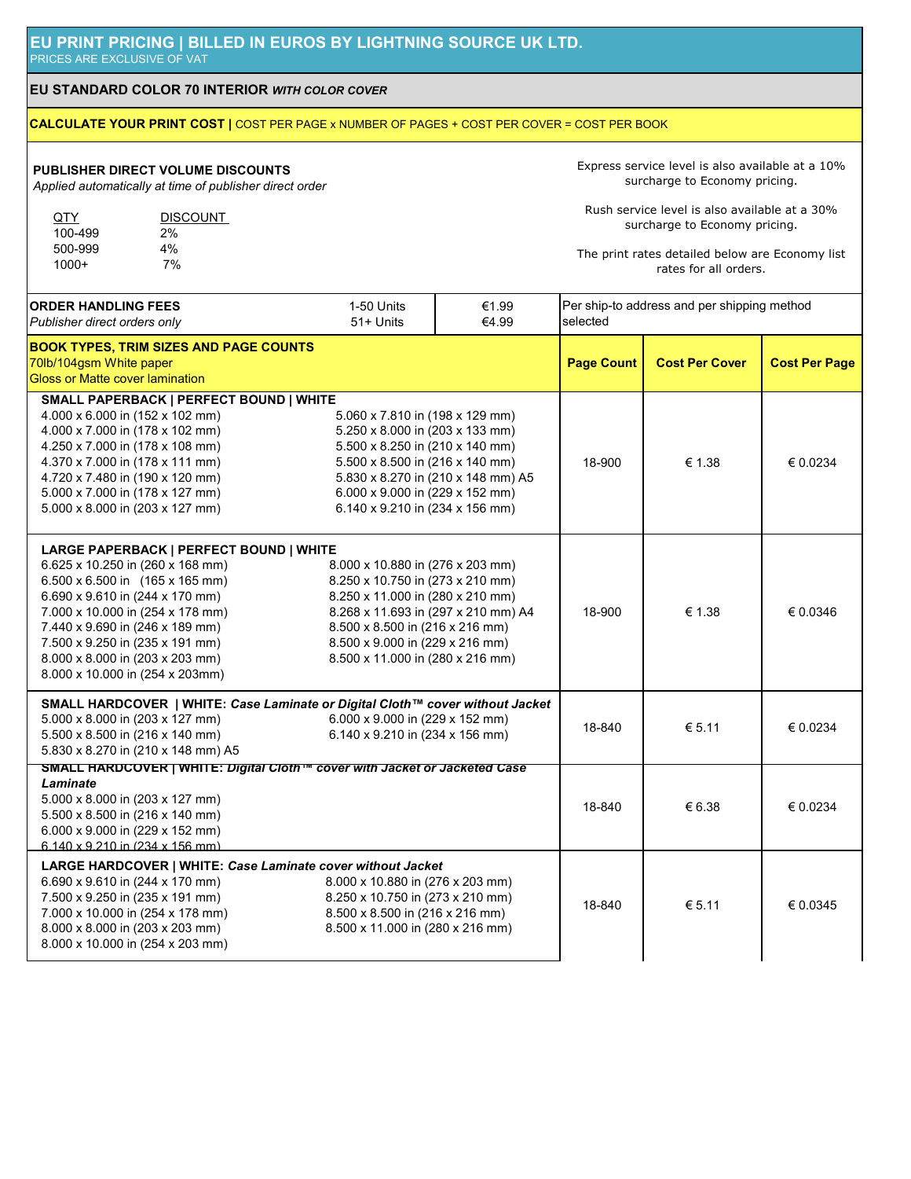# EU PRINT PRICING | BILLED IN EUROS BY LIGHTNING SOURCE UK LTD.

PRICES ARE EXCLUSIVE OF VAT

## EU STANDARD COLOR 70 INTERIOR *WITH COLOR COVER*

**CALCULATE YOUR PRINT COST |** COST PER PAGE x NUMBER OF PAGES + COST PER COVER = COST PER BOOK

**PUBLISHER DIRECT VOLUME DISCOUNTS**

*Applied automatically at time of publisher direct order*

| QTY | DISCOUNT |
|---|---|
| 100-499 | 2% |
| 500-999 | 4% |
| 1000+ | 7% |

Express service level is also available at a 10% surcharge to Economy pricing.

Rush service level is also available at a 30% surcharge to Economy pricing.

The print rates detailed below are Economy list rates for all orders.

| ORDER HANDLING FEES *Publisher direct orders only* | 1-50 Units | €1.99 | Per ship-to address and per shipping method selected |
|---|---|---|---|
| | 51+ Units | €4.99 | |

| BOOK TYPES, TRIM SIZES AND PAGE COUNTS<br>70lb/104gsm White paper<br>Gloss or Matte cover lamination | Page Count | Cost Per Cover | Cost Per Page |
|---|---|---|---|
| **SMALL PAPERBACK \| PERFECT BOUND \| WHITE**<br>4.000 x 6.000 in (152 x 102 mm)<br>4.000 x 7.000 in (178 x 102 mm)<br>4.250 x 7.000 in (178 x 108 mm)<br>4.370 x 7.000 in (178 x 111 mm)<br>4.720 x 7.480 in (190 x 120 mm)<br>5.000 x 7.000 in (178 x 127 mm)<br>5.000 x 8.000 in (203 x 127 mm)<br>5.060 x 7.810 in (198 x 129 mm)<br>5.250 x 8.000 in (203 x 133 mm)<br>5.500 x 8.250 in (210 x 140 mm)<br>5.500 x 8.500 in (216 x 140 mm)<br>5.830 x 8.270 in (210 x 148 mm) A5<br>6.000 x 9.000 in (229 x 152 mm)<br>6.140 x 9.210 in (234 x 156 mm) | 18-900 | € 1.38 | € 0.0234 |
| **LARGE PAPERBACK \| PERFECT BOUND \| WHITE**<br>6.625 x 10.250 in (260 x 168 mm)<br>6.500 x 6.500 in (165 x 165 mm)<br>6.690 x 9.610 in (244 x 170 mm)<br>7.000 x 10.000 in (254 x 178 mm)<br>7.440 x 9.690 in (246 x 189 mm)<br>7.500 x 9.250 in (235 x 191 mm)<br>8.000 x 8.000 in (203 x 203 mm)<br>8.000 x 10.000 in (254 x 203mm)<br>8.000 x 10.880 in (276 x 203 mm)<br>8.250 x 10.750 in (273 x 210 mm)<br>8.250 x 11.000 in (280 x 210 mm)<br>8.268 x 11.693 in (297 x 210 mm) A4<br>8.500 x 8.500 in (216 x 216 mm)<br>8.500 x 9.000 in (229 x 216 mm)<br>8.500 x 11.000 in (280 x 216 mm) | 18-900 | € 1.38 | € 0.0346 |
| **SMALL HARDCOVER \| WHITE: *Case Laminate or Digital Cloth™ cover without Jacket***<br>5.000 x 8.000 in (203 x 127 mm)<br>5.500 x 8.500 in (216 x 140 mm)<br>5.830 x 8.270 in (210 x 148 mm) A5<br>6.000 x 9.000 in (229 x 152 mm)<br>6.140 x 9.210 in (234 x 156 mm) | 18-840 | € 5.11 | € 0.0234 |
| **SMALL HARDCOVER \| WHITE: *Digital Cloth™ cover with Jacket or Jacketed Case Laminate***<br>5.000 x 8.000 in (203 x 127 mm)<br>5.500 x 8.500 in (216 x 140 mm)<br>6.000 x 9.000 in (229 x 152 mm)<br>6.140 x 9.210 in (234 x 156 mm) | 18-840 | € 6.38 | € 0.0234 |
| **LARGE HARDCOVER \| WHITE: *Case Laminate cover without Jacket***<br>6.690 x 9.610 in (244 x 170 mm)<br>7.500 x 9.250 in (235 x 191 mm)<br>7.000 x 10.000 in (254 x 178 mm)<br>8.000 x 8.000 in (203 x 203 mm)<br>8.000 x 10.000 in (254 x 203 mm)<br>8.000 x 10.880 in (276 x 203 mm)<br>8.250 x 10.750 in (273 x 210 mm)<br>8.500 x 8.500 in (216 x 216 mm)<br>8.500 x 11.000 in (280 x 216 mm) | 18-840 | € 5.11 | € 0.0345 |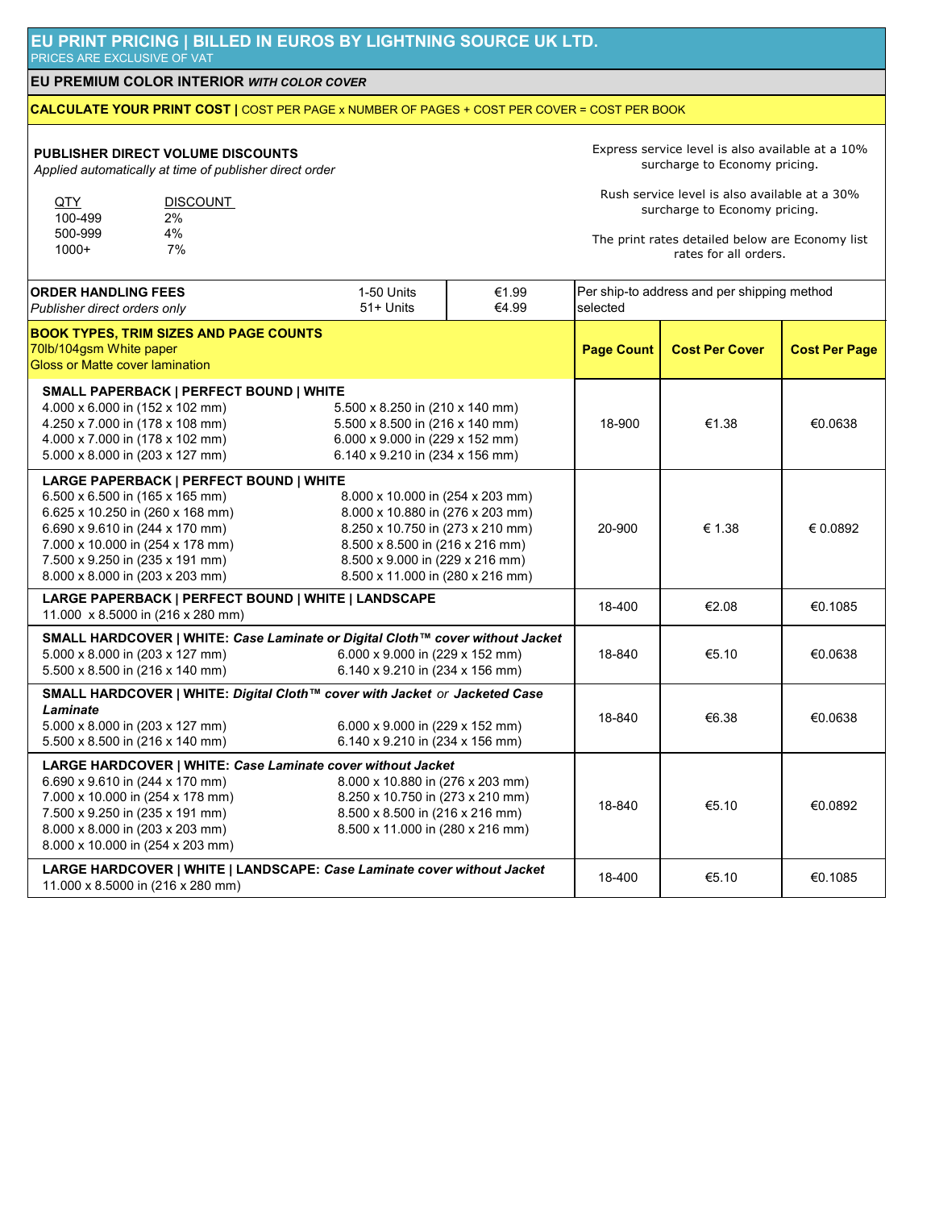# EU PRINT PRICING | BILLED IN EUROS BY LIGHTNING SOURCE UK LTD.

PRICES ARE EXCLUSIVE OF VAT

## EU PREMIUM COLOR INTERIOR *WITH COLOR COVER*

**CALCULATE YOUR PRINT COST |** COST PER PAGE x NUMBER OF PAGES + COST PER COVER = COST PER BOOK

**PUBLISHER DIRECT VOLUME DISCOUNTS**

*Applied automatically at time of publisher direct order*

| QTY | DISCOUNT |
|---|---|
| 100-499 | 2% |
| 500-999 | 4% |
| 1000+ | 7% |

Express service level is also available at a 10% surcharge to Economy pricing.

Rush service level is also available at a 30% surcharge to Economy pricing.

The print rates detailed below are Economy list rates for all orders.

| **ORDER HANDLING FEES** *Publisher direct orders only* | Units | Fee | |
|---|---|---|---|
| | 1-50 Units | €1.99 | Per ship-to address and per shipping method selected |
| | 51+ Units | €4.99 | |

| **BOOK TYPES, TRIM SIZES AND PAGE COUNTS** 70lb/104gsm White paper, Gloss or Matte cover lamination | **Page Count** | **Cost Per Cover** | **Cost Per Page** |
|---|---|---|---|
| **SMALL PAPERBACK \| PERFECT BOUND \| WHITE**<br>4.000 x 6.000 in (152 x 102 mm)<br>4.250 x 7.000 in (178 x 108 mm)<br>4.000 x 7.000 in (178 x 102 mm)<br>5.000 x 8.000 in (203 x 127 mm)<br>5.500 x 8.250 in (210 x 140 mm)<br>5.500 x 8.500 in (216 x 140 mm)<br>6.000 x 9.000 in (229 x 152 mm)<br>6.140 x 9.210 in (234 x 156 mm) | 18-900 | €1.38 | €0.0638 |
| **LARGE PAPERBACK \| PERFECT BOUND \| WHITE**<br>6.500 x 6.500 in (165 x 165 mm)<br>6.625 x 10.250 in (260 x 168 mm)<br>6.690 x 9.610 in (244 x 170 mm)<br>7.000 x 10.000 in (254 x 178 mm)<br>7.500 x 9.250 in (235 x 191 mm)<br>8.000 x 8.000 in (203 x 203 mm)<br>8.000 x 10.000 in (254 x 203 mm)<br>8.000 x 10.880 in (276 x 203 mm)<br>8.250 x 10.750 in (273 x 210 mm)<br>8.500 x 8.500 in (216 x 216 mm)<br>8.500 x 9.000 in (229 x 216 mm)<br>8.500 x 11.000 in (280 x 216 mm) | 20-900 | € 1.38 | € 0.0892 |
| **LARGE PAPERBACK \| PERFECT BOUND \| WHITE \| LANDSCAPE**<br>11.000 x 8.5000 in (216 x 280 mm) | 18-400 | €2.08 | €0.1085 |
| **SMALL HARDCOVER \| WHITE:** ***Case Laminate or Digital Cloth™ cover without Jacket***<br>5.000 x 8.000 in (203 x 127 mm)<br>5.500 x 8.500 in (216 x 140 mm)<br>6.000 x 9.000 in (229 x 152 mm)<br>6.140 x 9.210 in (234 x 156 mm) | 18-840 | €5.10 | €0.0638 |
| **SMALL HARDCOVER \| WHITE:** ***Digital Cloth™ cover with Jacket*** *or* ***Jacketed Case Laminate***<br>5.000 x 8.000 in (203 x 127 mm)<br>5.500 x 8.500 in (216 x 140 mm)<br>6.000 x 9.000 in (229 x 152 mm)<br>6.140 x 9.210 in (234 x 156 mm) | 18-840 | €6.38 | €0.0638 |
| **LARGE HARDCOVER \| WHITE:** ***Case Laminate cover without Jacket***<br>6.690 x 9.610 in (244 x 170 mm)<br>7.000 x 10.000 in (254 x 178 mm)<br>7.500 x 9.250 in (235 x 191 mm)<br>8.000 x 8.000 in (203 x 203 mm)<br>8.000 x 10.000 in (254 x 203 mm)<br>8.000 x 10.880 in (276 x 203 mm)<br>8.250 x 10.750 in (273 x 210 mm)<br>8.500 x 8.500 in (216 x 216 mm)<br>8.500 x 11.000 in (280 x 216 mm) | 18-840 | €5.10 | €0.0892 |
| **LARGE HARDCOVER \| WHITE \| LANDSCAPE:** ***Case Laminate cover without Jacket***<br>11.000 x 8.5000 in (216 x 280 mm) | 18-400 | €5.10 | €0.1085 |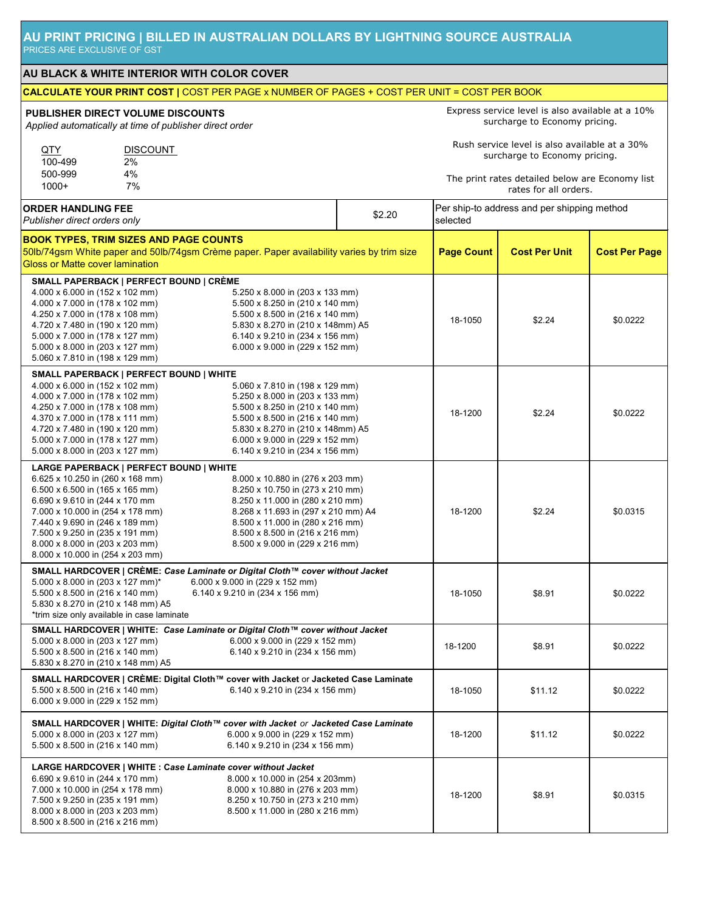# AU PRINT PRICING | BILLED IN AUSTRALIAN DOLLARS BY LIGHTNING SOURCE AUSTRALIA

PRICES ARE EXCLUSIVE OF GST

## AU BLACK & WHITE INTERIOR WITH COLOR COVER

**CALCULATE YOUR PRINT COST |** COST PER PAGE x NUMBER OF PAGES + COST PER UNIT = COST PER BOOK

**PUBLISHER DIRECT VOLUME DISCOUNTS**

*Applied automatically at time of publisher direct order*

| QTY | DISCOUNT |
|---|---|
| 100-499 | 2% |
| 500-999 | 4% |
| 1000+ | 7% |

Express service level is also available at a 10% surcharge to Economy pricing.

Rush service level is also available at a 30% surcharge to Economy pricing.

The print rates detailed below are Economy list rates for all orders.

| **ORDER HANDLING FEE** *Publisher direct orders only* | $2.20 | Per ship-to address and per shipping method selected |
|---|---|---|

| **BOOK TYPES, TRIM SIZES AND PAGE COUNTS** 50lb/74gsm White paper and 50lb/74gsm Crème paper. Paper availability varies by trim size. Gloss or Matte cover lamination | **Page Count** | **Cost Per Unit** | **Cost Per Page** |
|---|---|---|---|
| **SMALL PAPERBACK \| PERFECT BOUND \| CRÈME** 4.000 x 6.000 in (152 x 102 mm); 4.000 x 7.000 in (178 x 102 mm); 4.250 x 7.000 in (178 x 108 mm); 4.720 x 7.480 in (190 x 120 mm); 5.000 x 7.000 in (178 x 127 mm); 5.000 x 8.000 in (203 x 127 mm); 5.060 x 7.810 in (198 x 129 mm); 5.250 x 8.000 in (203 x 133 mm); 5.500 x 8.250 in (210 x 140 mm); 5.500 x 8.500 in (216 x 140 mm); 5.830 x 8.270 in (210 x 148mm) A5; 6.140 x 9.210 in (234 x 156 mm); 6.000 x 9.000 in (229 x 152 mm) | 18-1050 | $2.24 | $0.0222 |
| **SMALL PAPERBACK \| PERFECT BOUND \| WHITE** 4.000 x 6.000 in (152 x 102 mm); 4.000 x 7.000 in (178 x 102 mm); 4.250 x 7.000 in (178 x 108 mm); 4.370 x 7.000 in (178 x 111 mm); 4.720 x 7.480 in (190 x 120 mm); 5.000 x 7.000 in (178 x 127 mm); 5.000 x 8.000 in (203 x 127 mm); 5.060 x 7.810 in (198 x 129 mm); 5.250 x 8.000 in (203 x 133 mm); 5.500 x 8.250 in (210 x 140 mm); 5.500 x 8.500 in (216 x 140 mm); 5.830 x 8.270 in (210 x 148mm) A5; 6.000 x 9.000 in (229 x 152 mm); 6.140 x 9.210 in (234 x 156 mm) | 18-1200 | $2.24 | $0.0222 |
| **LARGE PAPERBACK \| PERFECT BOUND \| WHITE** 6.625 x 10.250 in (260 x 168 mm); 6.500 x 6.500 in (165 x 165 mm); 6.690 x 9.610 in (244 x 170 mm; 7.000 x 10.000 in (254 x 178 mm); 7.440 x 9.690 in (246 x 189 mm); 7.500 x 9.250 in (235 x 191 mm); 8.000 x 8.000 in (203 x 203 mm); 8.000 x 10.000 in (254 x 203 mm); 8.000 x 10.880 in (276 x 203 mm); 8.250 x 10.750 in (273 x 210 mm); 8.250 x 11.000 in (280 x 210 mm); 8.268 x 11.693 in (297 x 210 mm) A4; 8.500 x 11.000 in (280 x 216 mm); 8.500 x 8.500 in (216 x 216 mm); 8.500 x 9.000 in (229 x 216 mm) | 18-1200 | $2.24 | $0.0315 |
| **SMALL HARDCOVER \| CRÈME:** ***Case Laminate or Digital Cloth™ cover without Jacket*** 5.000 x 8.000 in (203 x 127 mm)*; 5.500 x 8.500 in (216 x 140 mm); 5.830 x 8.270 in (210 x 148 mm) A5; 6.000 x 9.000 in (229 x 152 mm); 6.140 x 9.210 in (234 x 156 mm); *trim size only available in case laminate | 18-1050 | $8.91 | $0.0222 |
| **SMALL HARDCOVER \| WHITE:** ***Case Laminate or Digital Cloth™ cover without Jacket*** 5.000 x 8.000 in (203 x 127 mm); 5.500 x 8.500 in (216 x 140 mm); 5.830 x 8.270 in (210 x 148 mm) A5; 6.000 x 9.000 in (229 x 152 mm); 6.140 x 9.210 in (234 x 156 mm) | 18-1200 | $8.91 | $0.0222 |
| **SMALL HARDCOVER \| CRÈME: Digital Cloth™ cover with Jacket** or **Jacketed Case Laminate** 5.500 x 8.500 in (216 x 140 mm); 6.000 x 9.000 in (229 x 152 mm); 6.140 x 9.210 in (234 x 156 mm) | 18-1050 | $11.12 | $0.0222 |
| **SMALL HARDCOVER \| WHITE:** ***Digital Cloth™ cover with Jacket*** *or* ***Jacketed Case Laminate*** 5.000 x 8.000 in (203 x 127 mm); 5.500 x 8.500 in (216 x 140 mm); 6.000 x 9.000 in (229 x 152 mm); 6.140 x 9.210 in (234 x 156 mm) | 18-1200 | $11.12 | $0.0222 |
| **LARGE HARDCOVER \| WHITE :** ***Case Laminate cover without Jacket*** 6.690 x 9.610 in (244 x 170 mm); 7.000 x 10.000 in (254 x 178 mm); 7.500 x 9.250 in (235 x 191 mm); 8.000 x 8.000 in (203 x 203 mm); 8.500 x 8.500 in (216 x 216 mm); 8.000 x 10.000 in (254 x 203mm); 8.000 x 10.880 in (276 x 203 mm); 8.250 x 10.750 in (273 x 210 mm); 8.500 x 11.000 in (280 x 216 mm) | 18-1200 | $8.91 | $0.0315 |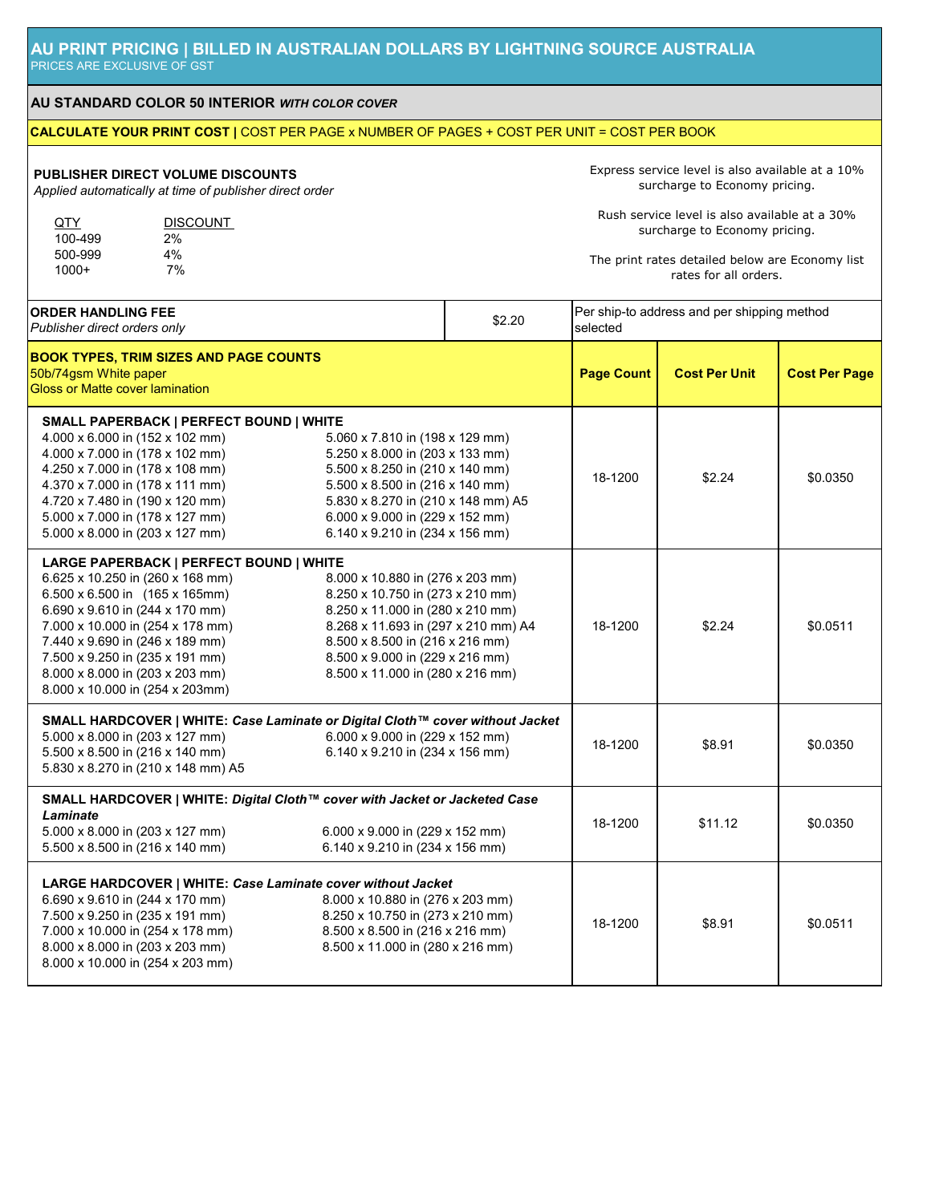# AU PRINT PRICING | BILLED IN AUSTRALIAN DOLLARS BY LIGHTNING SOURCE AUSTRALIA

PRICES ARE EXCLUSIVE OF GST

## AU STANDARD COLOR 50 INTERIOR *WITH COLOR COVER*

**CALCULATE YOUR PRINT COST |** COST PER PAGE x NUMBER OF PAGES + COST PER UNIT = COST PER BOOK

**PUBLISHER DIRECT VOLUME DISCOUNTS**

*Applied automatically at time of publisher direct order*

| QTY | DISCOUNT |
|---|---|
| 100-499 | 2% |
| 500-999 | 4% |
| 1000+ | 7% |

Express service level is also available at a 10% surcharge to Economy pricing.

Rush service level is also available at a 30% surcharge to Economy pricing.

The print rates detailed below are Economy list rates for all orders.

| **ORDER HANDLING FEE** *Publisher direct orders only* | $2.20 | Per ship-to address and per shipping method selected |
|---|---|---|

| **BOOK TYPES, TRIM SIZES AND PAGE COUNTS** 50b/74gsm White paper Gloss or Matte cover lamination | **Page Count** | **Cost Per Unit** | **Cost Per Page** |
|---|---|---|---|
| **SMALL PAPERBACK \| PERFECT BOUND \| WHITE**<br>4.000 x 6.000 in (152 x 102 mm)<br>4.000 x 7.000 in (178 x 102 mm)<br>4.250 x 7.000 in (178 x 108 mm)<br>4.370 x 7.000 in (178 x 111 mm)<br>4.720 x 7.480 in (190 x 120 mm)<br>5.000 x 7.000 in (178 x 127 mm)<br>5.000 x 8.000 in (203 x 127 mm)<br>5.060 x 7.810 in (198 x 129 mm)<br>5.250 x 8.000 in (203 x 133 mm)<br>5.500 x 8.250 in (210 x 140 mm)<br>5.500 x 8.500 in (216 x 140 mm)<br>5.830 x 8.270 in (210 x 148 mm) A5<br>6.000 x 9.000 in (229 x 152 mm)<br>6.140 x 9.210 in (234 x 156 mm) | 18-1200 | $2.24 | $0.0350 |
| **LARGE PAPERBACK \| PERFECT BOUND \| WHITE**<br>6.625 x 10.250 in (260 x 168 mm)<br>6.500 x 6.500 in (165 x 165mm)<br>6.690 x 9.610 in (244 x 170 mm)<br>7.000 x 10.000 in (254 x 178 mm)<br>7.440 x 9.690 in (246 x 189 mm)<br>7.500 x 9.250 in (235 x 191 mm)<br>8.000 x 8.000 in (203 x 203 mm)<br>8.000 x 10.000 in (254 x 203mm)<br>8.000 x 10.880 in (276 x 203 mm)<br>8.250 x 10.750 in (273 x 210 mm)<br>8.250 x 11.000 in (280 x 210 mm)<br>8.268 x 11.693 in (297 x 210 mm) A4<br>8.500 x 8.500 in (216 x 216 mm)<br>8.500 x 9.000 in (229 x 216 mm)<br>8.500 x 11.000 in (280 x 216 mm) | 18-1200 | $2.24 | $0.0511 |
| **SMALL HARDCOVER \| WHITE:** ***Case Laminate or Digital Cloth™ cover without Jacket***<br>5.000 x 8.000 in (203 x 127 mm)<br>5.500 x 8.500 in (216 x 140 mm)<br>5.830 x 8.270 in (210 x 148 mm) A5<br>6.000 x 9.000 in (229 x 152 mm)<br>6.140 x 9.210 in (234 x 156 mm) | 18-1200 | $8.91 | $0.0350 |
| **SMALL HARDCOVER \| WHITE:** ***Digital Cloth™ cover with Jacket or Jacketed Case Laminate***<br>5.000 x 8.000 in (203 x 127 mm)<br>5.500 x 8.500 in (216 x 140 mm)<br>6.000 x 9.000 in (229 x 152 mm)<br>6.140 x 9.210 in (234 x 156 mm) | 18-1200 | $11.12 | $0.0350 |
| **LARGE HARDCOVER \| WHITE:** ***Case Laminate cover without Jacket***<br>6.690 x 9.610 in (244 x 170 mm)<br>7.500 x 9.250 in (235 x 191 mm)<br>7.000 x 10.000 in (254 x 178 mm)<br>8.000 x 8.000 in (203 x 203 mm)<br>8.000 x 10.000 in (254 x 203 mm)<br>8.000 x 10.880 in (276 x 203 mm)<br>8.250 x 10.750 in (273 x 210 mm)<br>8.500 x 8.500 in (216 x 216 mm)<br>8.500 x 11.000 in (280 x 216 mm) | 18-1200 | $8.91 | $0.0511 |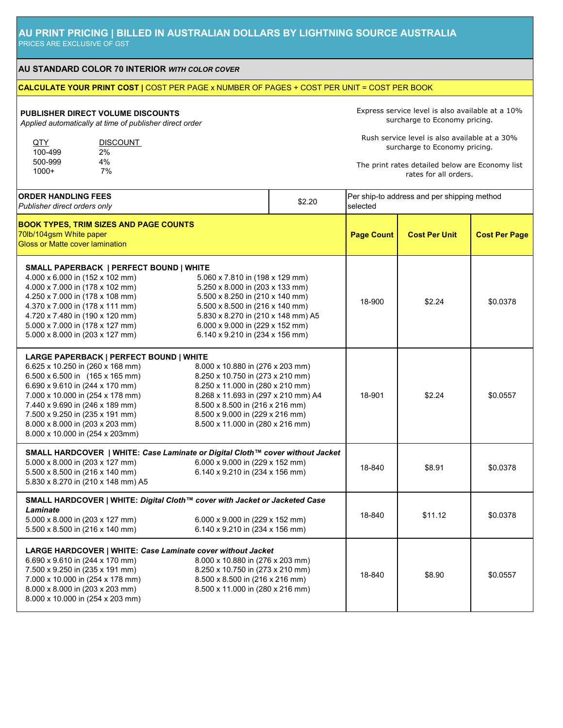## AU PRINT PRICING | BILLED IN AUSTRALIAN DOLLARS BY LIGHTNING SOURCE AUSTRALIA

PRICES ARE EXCLUSIVE OF GST

### AU STANDARD COLOR 70 INTERIOR *WITH COLOR COVER*

**CALCULATE YOUR PRINT COST |** COST PER PAGE x NUMBER OF PAGES + COST PER UNIT = COST PER BOOK

**PUBLISHER DIRECT VOLUME DISCOUNTS**
*Applied automatically at time of publisher direct order*

| QTY | DISCOUNT |
|---|---|
| 100-499 | 2% |
| 500-999 | 4% |
| 1000+ | 7% |

Express service level is also available at a 10% surcharge to Economy pricing.

Rush service level is also available at a 30% surcharge to Economy pricing.

The print rates detailed below are Economy list rates for all orders.

| **ORDER HANDLING FEES** *Publisher direct orders only* | $2.20 | Per ship-to address and per shipping method selected |
|---|---|---|

| **BOOK TYPES, TRIM SIZES AND PAGE COUNTS** 70lb/104gsm White paper; Gloss or Matte cover lamination | Page Count | Cost Per Unit | Cost Per Page |
|---|---|---|---|
| **SMALL PAPERBACK \| PERFECT BOUND \| WHITE**<br>4.000 x 6.000 in (152 x 102 mm)<br>4.000 x 7.000 in (178 x 102 mm)<br>4.250 x 7.000 in (178 x 108 mm)<br>4.370 x 7.000 in (178 x 111 mm)<br>4.720 x 7.480 in (190 x 120 mm)<br>5.000 x 7.000 in (178 x 127 mm)<br>5.000 x 8.000 in (203 x 127 mm)<br>5.060 x 7.810 in (198 x 129 mm)<br>5.250 x 8.000 in (203 x 133 mm)<br>5.500 x 8.250 in (210 x 140 mm)<br>5.500 x 8.500 in (216 x 140 mm)<br>5.830 x 8.270 in (210 x 148 mm) A5<br>6.000 x 9.000 in (229 x 152 mm)<br>6.140 x 9.210 in (234 x 156 mm) | 18-900 | $2.24 | $0.0378 |
| **LARGE PAPERBACK \| PERFECT BOUND \| WHITE**<br>6.625 x 10.250 in (260 x 168 mm)<br>6.500 x 6.500 in (165 x 165 mm)<br>6.690 x 9.610 in (244 x 170 mm)<br>7.000 x 10.000 in (254 x 178 mm)<br>7.440 x 9.690 in (246 x 189 mm)<br>7.500 x 9.250 in (235 x 191 mm)<br>8.000 x 8.000 in (203 x 203 mm)<br>8.000 x 10.000 in (254 x 203mm)<br>8.000 x 10.880 in (276 x 203 mm)<br>8.250 x 10.750 in (273 x 210 mm)<br>8.250 x 11.000 in (280 x 210 mm)<br>8.268 x 11.693 in (297 x 210 mm) A4<br>8.500 x 8.500 in (216 x 216 mm)<br>8.500 x 9.000 in (229 x 216 mm)<br>8.500 x 11.000 in (280 x 216 mm) | 18-901 | $2.24 | $0.0557 |
| **SMALL HARDCOVER \| WHITE: *Case Laminate or Digital Cloth™ cover without Jacket***<br>5.000 x 8.000 in (203 x 127 mm)<br>5.500 x 8.500 in (216 x 140 mm)<br>5.830 x 8.270 in (210 x 148 mm) A5<br>6.000 x 9.000 in (229 x 152 mm)<br>6.140 x 9.210 in (234 x 156 mm) | 18-840 | $8.91 | $0.0378 |
| **SMALL HARDCOVER \| WHITE: *Digital Cloth™ cover with Jacket or Jacketed Case Laminate***<br>5.000 x 8.000 in (203 x 127 mm)<br>5.500 x 8.500 in (216 x 140 mm)<br>6.000 x 9.000 in (229 x 152 mm)<br>6.140 x 9.210 in (234 x 156 mm) | 18-840 | $11.12 | $0.0378 |
| **LARGE HARDCOVER \| WHITE: *Case Laminate cover without Jacket***<br>6.690 x 9.610 in (244 x 170 mm)<br>7.500 x 9.250 in (235 x 191 mm)<br>7.000 x 10.000 in (254 x 178 mm)<br>8.000 x 8.000 in (203 x 203 mm)<br>8.000 x 10.000 in (254 x 203 mm)<br>8.000 x 10.880 in (276 x 203 mm)<br>8.250 x 10.750 in (273 x 210 mm)<br>8.500 x 8.500 in (216 x 216 mm)<br>8.500 x 11.000 in (280 x 216 mm) | 18-840 | $8.90 | $0.0557 |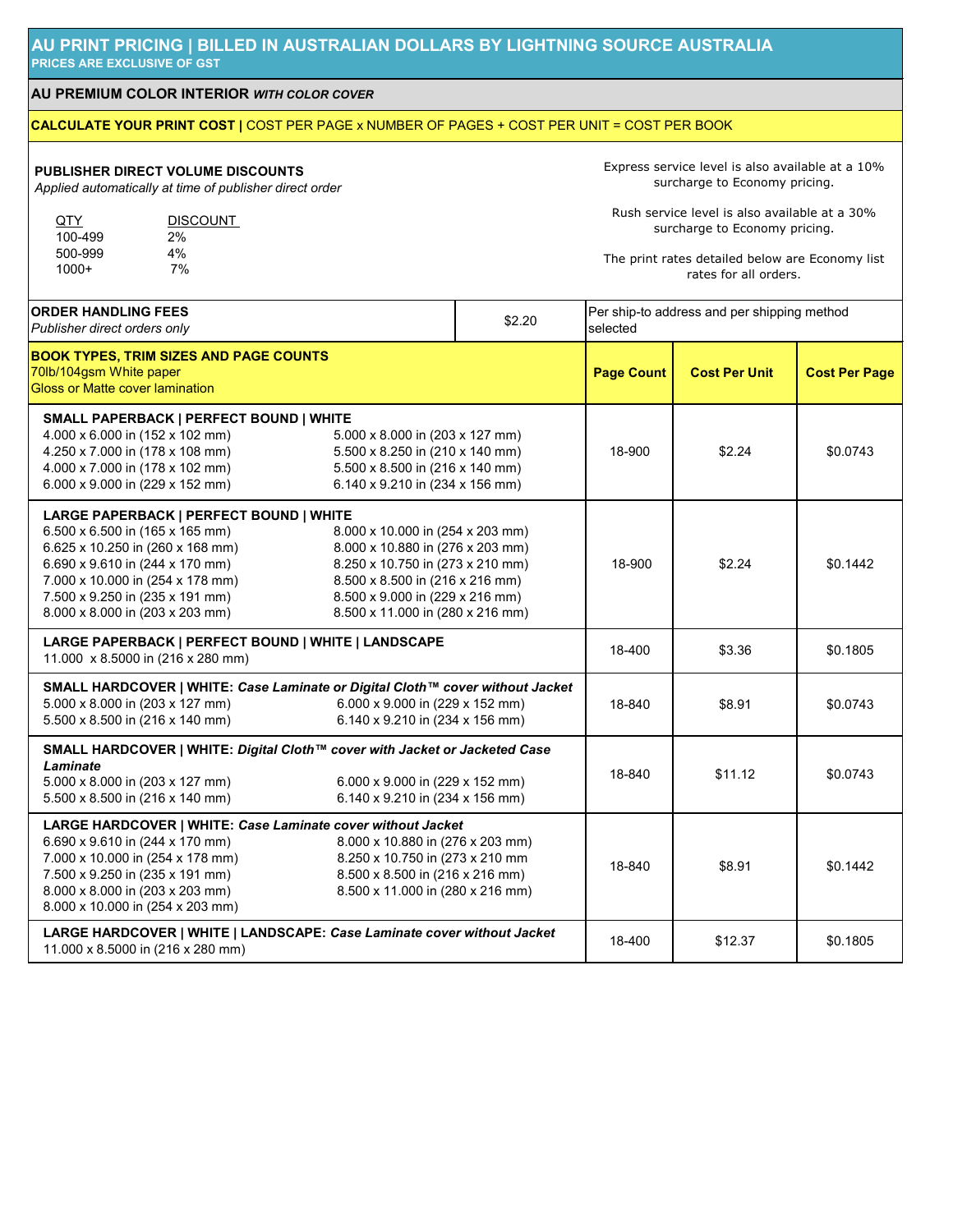## AU PRINT PRICING | BILLED IN AUSTRALIAN DOLLARS BY LIGHTNING SOURCE AUSTRALIA

**PRICES ARE EXCLUSIVE OF GST**

### AU PREMIUM COLOR INTERIOR *WITH COLOR COVER*

**CALCULATE YOUR PRINT COST |** COST PER PAGE x NUMBER OF PAGES + COST PER UNIT = COST PER BOOK

**PUBLISHER DIRECT VOLUME DISCOUNTS**
*Applied automatically at time of publisher direct order*

| QTY | DISCOUNT |
|---|---|
| 100-499 | 2% |
| 500-999 | 4% |
| 1000+ | 7% |

Express service level is also available at a 10% surcharge to Economy pricing.

Rush service level is also available at a 30% surcharge to Economy pricing.

The print rates detailed below are Economy list rates for all orders.

| | | |
|---|---|---|
| **ORDER HANDLING FEES** *Publisher direct orders only* | $2.20 | Per ship-to address and per shipping method selected |

| **BOOK TYPES, TRIM SIZES AND PAGE COUNTS** 70lb/104gsm White paper Gloss or Matte cover lamination | Page Count | Cost Per Unit | Cost Per Page |
|---|---|---|---|
| **SMALL PAPERBACK \| PERFECT BOUND \| WHITE** 4.000 x 6.000 in (152 x 102 mm); 4.250 x 7.000 in (178 x 108 mm); 4.000 x 7.000 in (178 x 102 mm); 6.000 x 9.000 in (229 x 152 mm); 5.000 x 8.000 in (203 x 127 mm); 5.500 x 8.250 in (210 x 140 mm); 5.500 x 8.500 in (216 x 140 mm); 6.140 x 9.210 in (234 x 156 mm) | 18-900 | $2.24 | $0.0743 |
| **LARGE PAPERBACK \| PERFECT BOUND \| WHITE** 6.500 x 6.500 in (165 x 165 mm); 6.625 x 10.250 in (260 x 168 mm); 6.690 x 9.610 in (244 x 170 mm); 7.000 x 10.000 in (254 x 178 mm); 7.500 x 9.250 in (235 x 191 mm); 8.000 x 8.000 in (203 x 203 mm); 8.000 x 10.000 in (254 x 203 mm); 8.000 x 10.880 in (276 x 203 mm); 8.250 x 10.750 in (273 x 210 mm); 8.500 x 8.500 in (216 x 216 mm); 8.500 x 9.000 in (229 x 216 mm); 8.500 x 11.000 in (280 x 216 mm) | 18-900 | $2.24 | $0.1442 |
| **LARGE PAPERBACK \| PERFECT BOUND \| WHITE \| LANDSCAPE** 11.000 x 8.5000 in (216 x 280 mm) | 18-400 | $3.36 | $0.1805 |
| **SMALL HARDCOVER \| WHITE:** ***Case Laminate or Digital Cloth™ cover without Jacket*** 5.000 x 8.000 in (203 x 127 mm); 5.500 x 8.500 in (216 x 140 mm); 6.000 x 9.000 in (229 x 152 mm); 6.140 x 9.210 in (234 x 156 mm) | 18-840 | $8.91 | $0.0743 |
| **SMALL HARDCOVER \| WHITE:** ***Digital Cloth™ cover with Jacket or Jacketed Case Laminate*** 5.000 x 8.000 in (203 x 127 mm); 5.500 x 8.500 in (216 x 140 mm); 6.000 x 9.000 in (229 x 152 mm); 6.140 x 9.210 in (234 x 156 mm) | 18-840 | $11.12 | $0.0743 |
| **LARGE HARDCOVER \| WHITE:** ***Case Laminate cover without Jacket*** 6.690 x 9.610 in (244 x 170 mm); 7.000 x 10.000 in (254 x 178 mm); 7.500 x 9.250 in (235 x 191 mm); 8.000 x 8.000 in (203 x 203 mm); 8.000 x 10.000 in (254 x 203 mm); 8.000 x 10.880 in (276 x 203 mm); 8.250 x 10.750 in (273 x 210 mm; 8.500 x 8.500 in (216 x 216 mm); 8.500 x 11.000 in (280 x 216 mm) | 18-840 | $8.91 | $0.1442 |
| **LARGE HARDCOVER \| WHITE \| LANDSCAPE:** ***Case Laminate cover without Jacket*** 11.000 x 8.5000 in (216 x 280 mm) | 18-400 | $12.37 | $0.1805 |